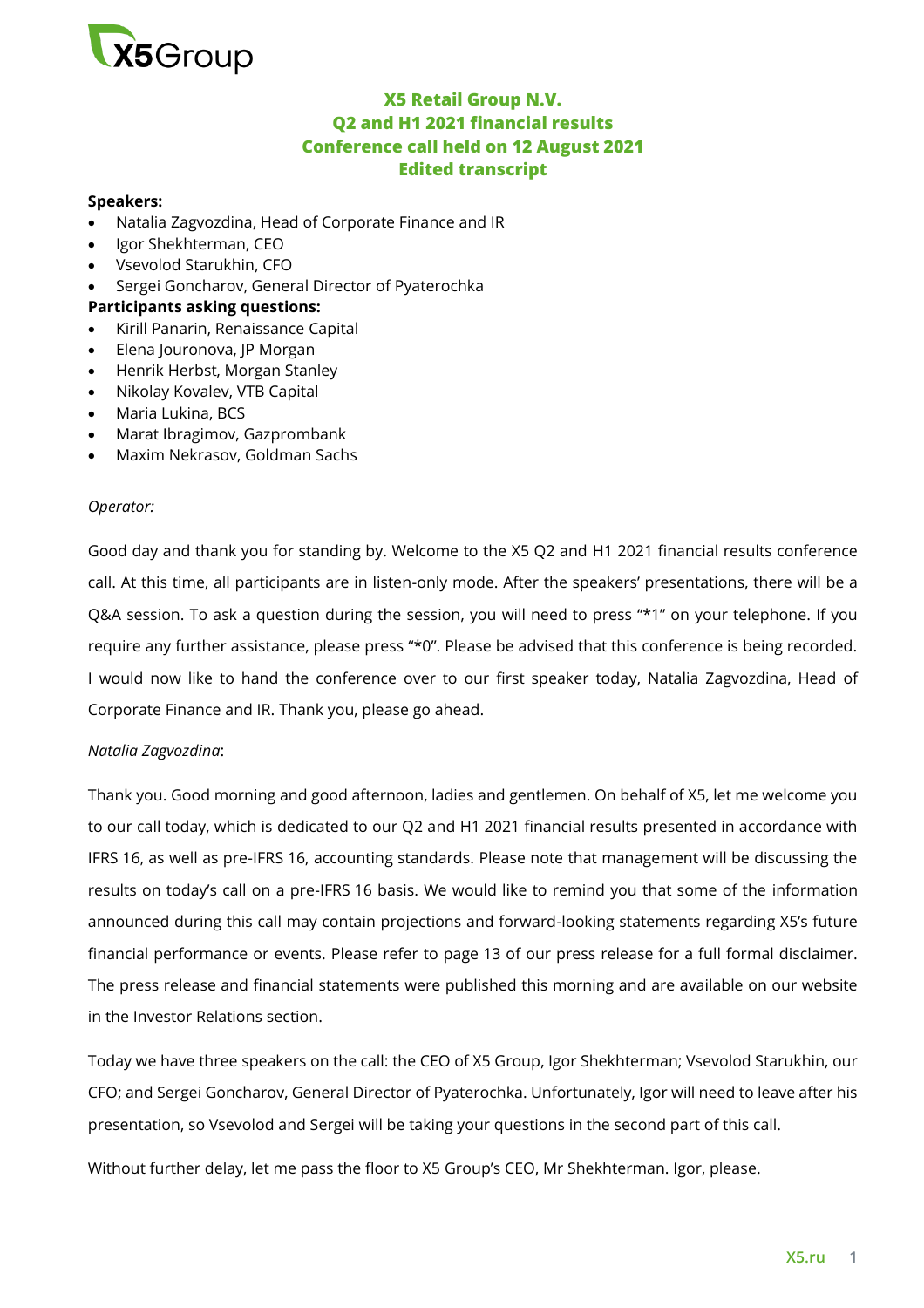# X5 Retail Group N.V.
# Q2 and H1 2021 financial results
# Conference call held on 12 August 2021
# Edited transcript

**Speakers:**

- Natalia Zagvozdina, Head of Corporate Finance and IR
- Igor Shekhterman, CEO
- Vsevolod Starukhin, CFO
- Sergei Goncharov, General Director of Pyaterochka

**Participants asking questions:**

- Kirill Panarin, Renaissance Capital
- Elena Jouronova, JP Morgan
- Henrik Herbst, Morgan Stanley
- Nikolay Kovalev, VTB Capital
- Maria Lukina, BCS
- Marat Ibragimov, Gazprombank
- Maxim Nekrasov, Goldman Sachs

*Operator:*

Good day and thank you for standing by. Welcome to the X5 Q2 and H1 2021 financial results conference call. At this time, all participants are in listen-only mode. After the speakers' presentations, there will be a Q&A session. To ask a question during the session, you will need to press "*1" on your telephone. If you require any further assistance, please press "*0". Please be advised that this conference is being recorded. I would now like to hand the conference over to our first speaker today, Natalia Zagvozdina, Head of Corporate Finance and IR. Thank you, please go ahead.

*Natalia Zagvozdina*:

Thank you. Good morning and good afternoon, ladies and gentlemen. On behalf of X5, let me welcome you to our call today, which is dedicated to our Q2 and H1 2021 financial results presented in accordance with IFRS 16, as well as pre-IFRS 16, accounting standards. Please note that management will be discussing the results on today's call on a pre-IFRS 16 basis. We would like to remind you that some of the information announced during this call may contain projections and forward-looking statements regarding X5's future financial performance or events. Please refer to page 13 of our press release for a full formal disclaimer. The press release and financial statements were published this morning and are available on our website in the Investor Relations section.

Today we have three speakers on the call: the CEO of X5 Group, Igor Shekhterman; Vsevolod Starukhin, our CFO; and Sergei Goncharov, General Director of Pyaterochka. Unfortunately, Igor will need to leave after his presentation, so Vsevolod and Sergei will be taking your questions in the second part of this call.

Without further delay, let me pass the floor to X5 Group's CEO, Mr Shekhterman. Igor, please.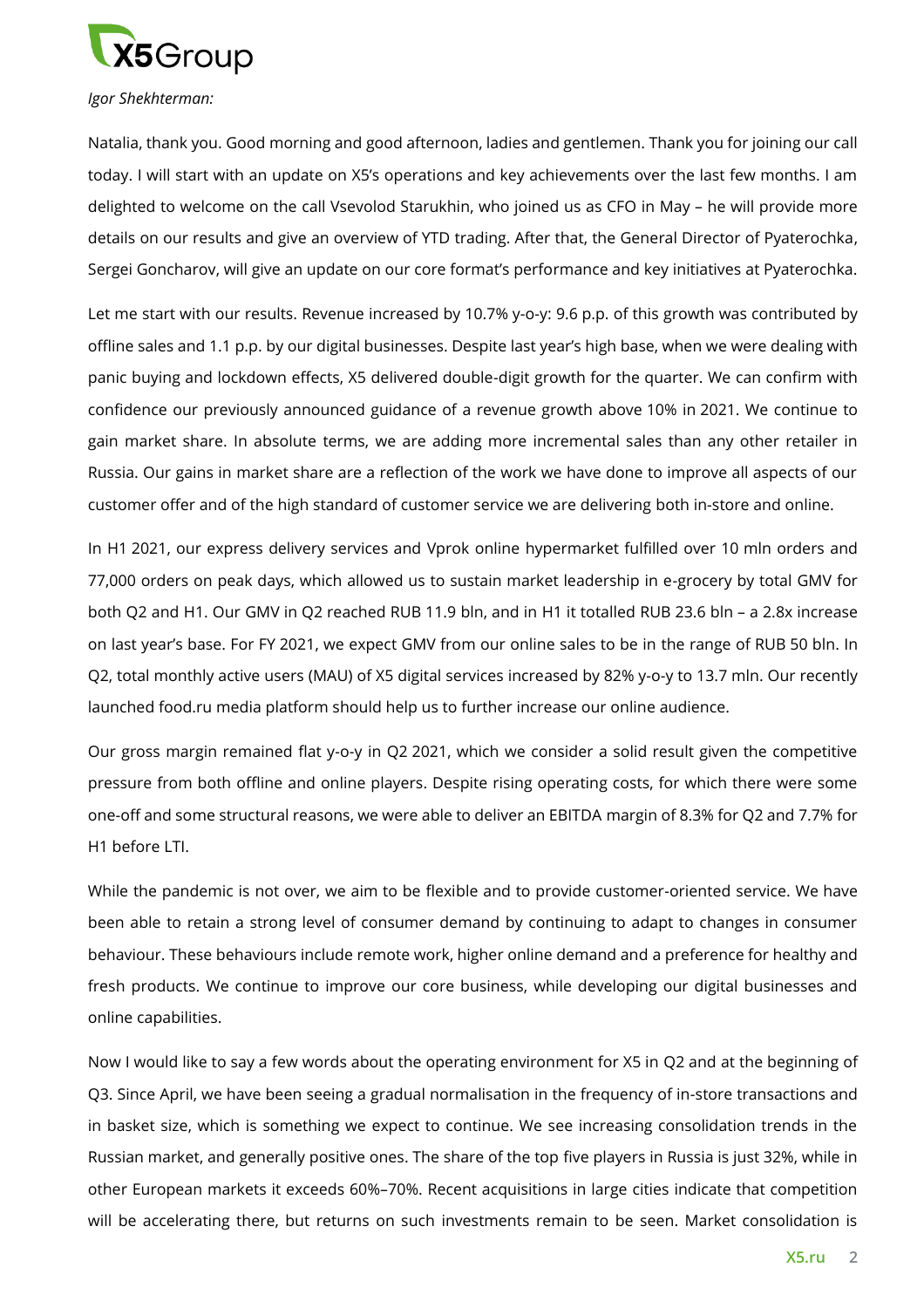*Igor Shekhterman:*

Natalia, thank you. Good morning and good afternoon, ladies and gentlemen. Thank you for joining our call today. I will start with an update on X5's operations and key achievements over the last few months. I am delighted to welcome on the call Vsevolod Starukhin, who joined us as CFO in May – he will provide more details on our results and give an overview of YTD trading. After that, the General Director of Pyaterochka, Sergei Goncharov, will give an update on our core format's performance and key initiatives at Pyaterochka.

Let me start with our results. Revenue increased by 10.7% y-o-y: 9.6 p.p. of this growth was contributed by offline sales and 1.1 p.p. by our digital businesses. Despite last year's high base, when we were dealing with panic buying and lockdown effects, X5 delivered double-digit growth for the quarter. We can confirm with confidence our previously announced guidance of a revenue growth above 10% in 2021. We continue to gain market share. In absolute terms, we are adding more incremental sales than any other retailer in Russia. Our gains in market share are a reflection of the work we have done to improve all aspects of our customer offer and of the high standard of customer service we are delivering both in-store and online.

In H1 2021, our express delivery services and Vprok online hypermarket fulfilled over 10 mln orders and 77,000 orders on peak days, which allowed us to sustain market leadership in e-grocery by total GMV for both Q2 and H1. Our GMV in Q2 reached RUB 11.9 bln, and in H1 it totalled RUB 23.6 bln – a 2.8x increase on last year's base. For FY 2021, we expect GMV from our online sales to be in the range of RUB 50 bln. In Q2, total monthly active users (MAU) of X5 digital services increased by 82% y-o-y to 13.7 mln. Our recently launched food.ru media platform should help us to further increase our online audience.

Our gross margin remained flat y-o-y in Q2 2021, which we consider a solid result given the competitive pressure from both offline and online players. Despite rising operating costs, for which there were some one-off and some structural reasons, we were able to deliver an EBITDA margin of 8.3% for Q2 and 7.7% for H1 before LTI.

While the pandemic is not over, we aim to be flexible and to provide customer-oriented service. We have been able to retain a strong level of consumer demand by continuing to adapt to changes in consumer behaviour. These behaviours include remote work, higher online demand and a preference for healthy and fresh products. We continue to improve our core business, while developing our digital businesses and online capabilities.

Now I would like to say a few words about the operating environment for X5 in Q2 and at the beginning of Q3. Since April, we have been seeing a gradual normalisation in the frequency of in-store transactions and in basket size, which is something we expect to continue. We see increasing consolidation trends in the Russian market, and generally positive ones. The share of the top five players in Russia is just 32%, while in other European markets it exceeds 60%–70%. Recent acquisitions in large cities indicate that competition will be accelerating there, but returns on such investments remain to be seen. Market consolidation is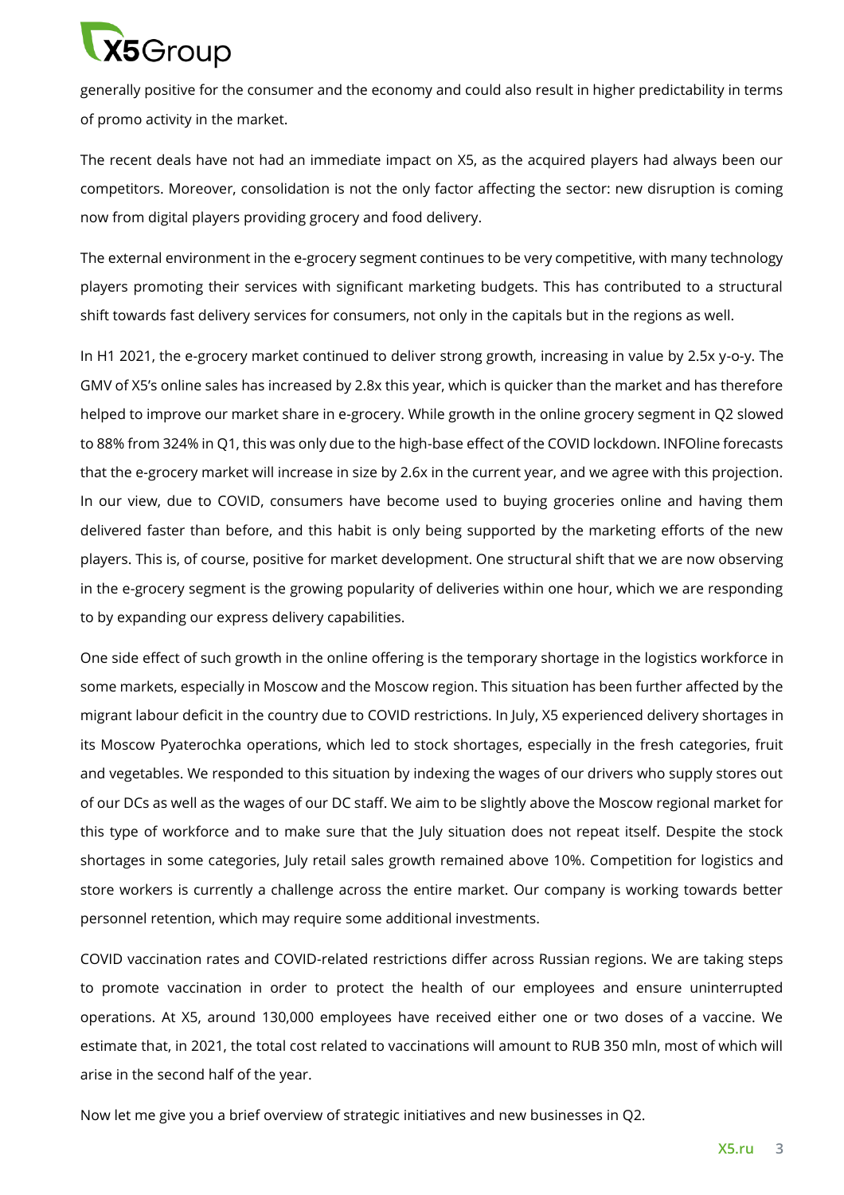generally positive for the consumer and the economy and could also result in higher predictability in terms of promo activity in the market.

The recent deals have not had an immediate impact on X5, as the acquired players had always been our competitors. Moreover, consolidation is not the only factor affecting the sector: new disruption is coming now from digital players providing grocery and food delivery.

The external environment in the e-grocery segment continues to be very competitive, with many technology players promoting their services with significant marketing budgets. This has contributed to a structural shift towards fast delivery services for consumers, not only in the capitals but in the regions as well.

In H1 2021, the e-grocery market continued to deliver strong growth, increasing in value by 2.5x y-o-y. The GMV of X5's online sales has increased by 2.8x this year, which is quicker than the market and has therefore helped to improve our market share in e-grocery. While growth in the online grocery segment in Q2 slowed to 88% from 324% in Q1, this was only due to the high-base effect of the COVID lockdown. INFOline forecasts that the e-grocery market will increase in size by 2.6x in the current year, and we agree with this projection. In our view, due to COVID, consumers have become used to buying groceries online and having them delivered faster than before, and this habit is only being supported by the marketing efforts of the new players. This is, of course, positive for market development. One structural shift that we are now observing in the e-grocery segment is the growing popularity of deliveries within one hour, which we are responding to by expanding our express delivery capabilities.

One side effect of such growth in the online offering is the temporary shortage in the logistics workforce in some markets, especially in Moscow and the Moscow region. This situation has been further affected by the migrant labour deficit in the country due to COVID restrictions. In July, X5 experienced delivery shortages in its Moscow Pyaterochka operations, which led to stock shortages, especially in the fresh categories, fruit and vegetables. We responded to this situation by indexing the wages of our drivers who supply stores out of our DCs as well as the wages of our DC staff. We aim to be slightly above the Moscow regional market for this type of workforce and to make sure that the July situation does not repeat itself. Despite the stock shortages in some categories, July retail sales growth remained above 10%. Competition for logistics and store workers is currently a challenge across the entire market. Our company is working towards better personnel retention, which may require some additional investments.

COVID vaccination rates and COVID-related restrictions differ across Russian regions. We are taking steps to promote vaccination in order to protect the health of our employees and ensure uninterrupted operations. At X5, around 130,000 employees have received either one or two doses of a vaccine. We estimate that, in 2021, the total cost related to vaccinations will amount to RUB 350 mln, most of which will arise in the second half of the year.

Now let me give you a brief overview of strategic initiatives and new businesses in Q2.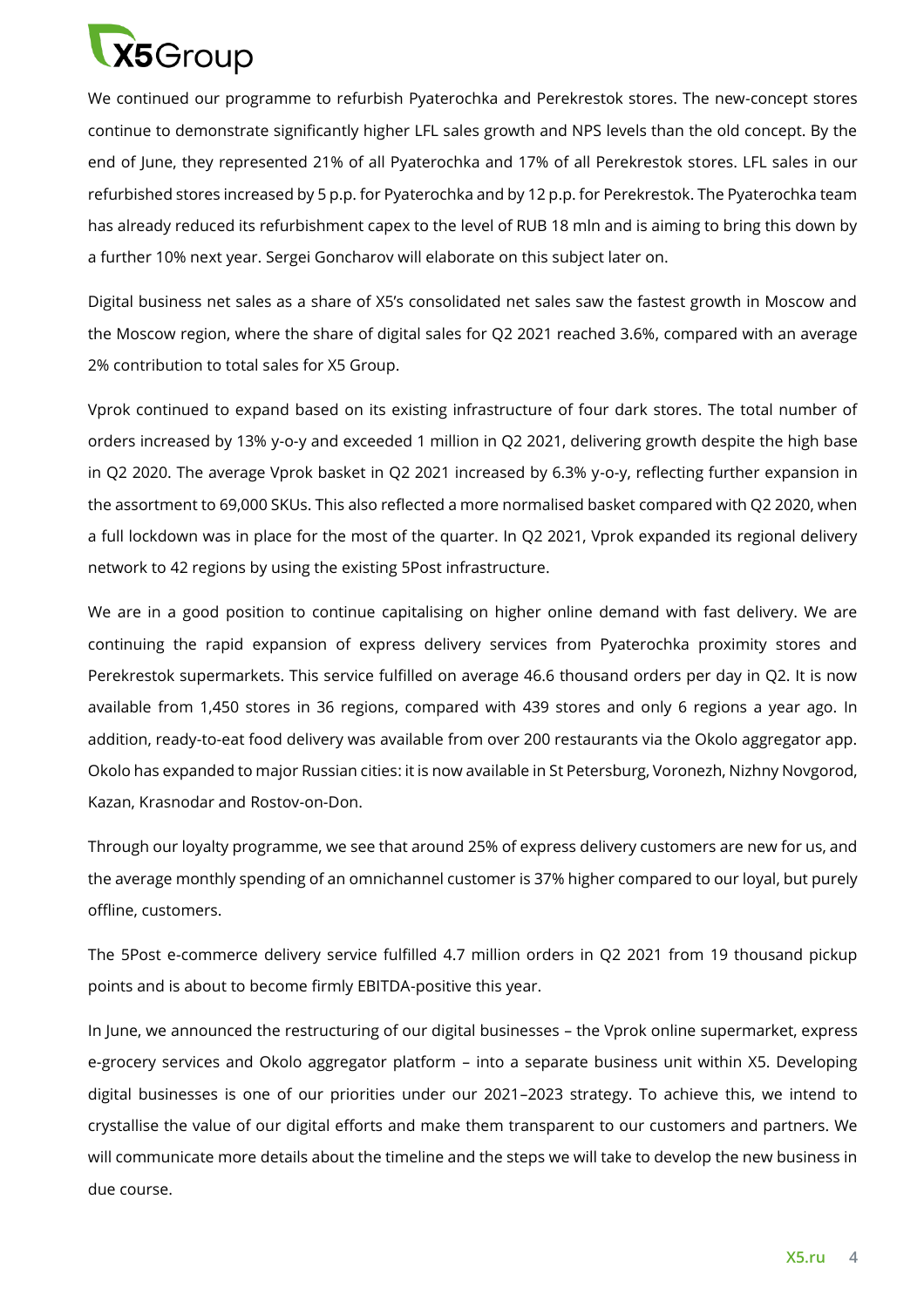We continued our programme to refurbish Pyaterochka and Perekrestok stores. The new-concept stores continue to demonstrate significantly higher LFL sales growth and NPS levels than the old concept. By the end of June, they represented 21% of all Pyaterochka and 17% of all Perekrestok stores. LFL sales in our refurbished stores increased by 5 p.p. for Pyaterochka and by 12 p.p. for Perekrestok. The Pyaterochka team has already reduced its refurbishment capex to the level of RUB 18 mln and is aiming to bring this down by a further 10% next year. Sergei Goncharov will elaborate on this subject later on.

Digital business net sales as a share of X5's consolidated net sales saw the fastest growth in Moscow and the Moscow region, where the share of digital sales for Q2 2021 reached 3.6%, compared with an average 2% contribution to total sales for X5 Group.

Vprok continued to expand based on its existing infrastructure of four dark stores. The total number of orders increased by 13% y-o-y and exceeded 1 million in Q2 2021, delivering growth despite the high base in Q2 2020. The average Vprok basket in Q2 2021 increased by 6.3% y-o-y, reflecting further expansion in the assortment to 69,000 SKUs. This also reflected a more normalised basket compared with Q2 2020, when a full lockdown was in place for the most of the quarter. In Q2 2021, Vprok expanded its regional delivery network to 42 regions by using the existing 5Post infrastructure.

We are in a good position to continue capitalising on higher online demand with fast delivery. We are continuing the rapid expansion of express delivery services from Pyaterochka proximity stores and Perekrestok supermarkets. This service fulfilled on average 46.6 thousand orders per day in Q2. It is now available from 1,450 stores in 36 regions, compared with 439 stores and only 6 regions a year ago. In addition, ready-to-eat food delivery was available from over 200 restaurants via the Okolo aggregator app. Okolo has expanded to major Russian cities: it is now available in St Petersburg, Voronezh, Nizhny Novgorod, Kazan, Krasnodar and Rostov-on-Don.

Through our loyalty programme, we see that around 25% of express delivery customers are new for us, and the average monthly spending of an omnichannel customer is 37% higher compared to our loyal, but purely offline, customers.

The 5Post e-commerce delivery service fulfilled 4.7 million orders in Q2 2021 from 19 thousand pickup points and is about to become firmly EBITDA-positive this year.

In June, we announced the restructuring of our digital businesses – the Vprok online supermarket, express e-grocery services and Okolo aggregator platform – into a separate business unit within X5. Developing digital businesses is one of our priorities under our 2021–2023 strategy. To achieve this, we intend to crystallise the value of our digital efforts and make them transparent to our customers and partners. We will communicate more details about the timeline and the steps we will take to develop the new business in due course.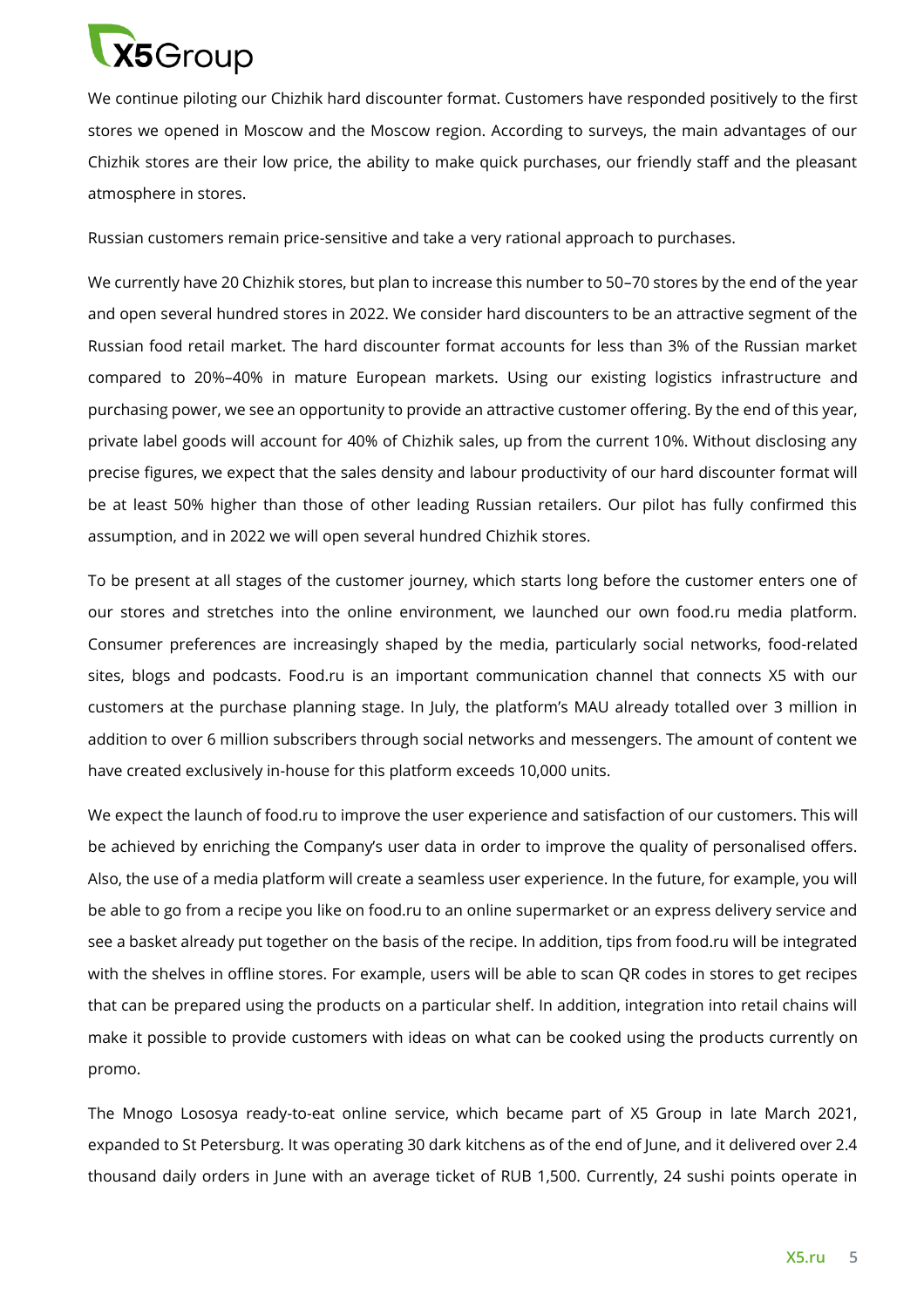We continue piloting our Chizhik hard discounter format. Customers have responded positively to the first stores we opened in Moscow and the Moscow region. According to surveys, the main advantages of our Chizhik stores are their low price, the ability to make quick purchases, our friendly staff and the pleasant atmosphere in stores.

Russian customers remain price-sensitive and take a very rational approach to purchases.

We currently have 20 Chizhik stores, but plan to increase this number to 50–70 stores by the end of the year and open several hundred stores in 2022. We consider hard discounters to be an attractive segment of the Russian food retail market. The hard discounter format accounts for less than 3% of the Russian market compared to 20%–40% in mature European markets. Using our existing logistics infrastructure and purchasing power, we see an opportunity to provide an attractive customer offering. By the end of this year, private label goods will account for 40% of Chizhik sales, up from the current 10%. Without disclosing any precise figures, we expect that the sales density and labour productivity of our hard discounter format will be at least 50% higher than those of other leading Russian retailers. Our pilot has fully confirmed this assumption, and in 2022 we will open several hundred Chizhik stores.

To be present at all stages of the customer journey, which starts long before the customer enters one of our stores and stretches into the online environment, we launched our own food.ru media platform. Consumer preferences are increasingly shaped by the media, particularly social networks, food-related sites, blogs and podcasts. Food.ru is an important communication channel that connects X5 with our customers at the purchase planning stage. In July, the platform's MAU already totalled over 3 million in addition to over 6 million subscribers through social networks and messengers. The amount of content we have created exclusively in-house for this platform exceeds 10,000 units.

We expect the launch of food.ru to improve the user experience and satisfaction of our customers. This will be achieved by enriching the Company's user data in order to improve the quality of personalised offers. Also, the use of a media platform will create a seamless user experience. In the future, for example, you will be able to go from a recipe you like on food.ru to an online supermarket or an express delivery service and see a basket already put together on the basis of the recipe. In addition, tips from food.ru will be integrated with the shelves in offline stores. For example, users will be able to scan QR codes in stores to get recipes that can be prepared using the products on a particular shelf. In addition, integration into retail chains will make it possible to provide customers with ideas on what can be cooked using the products currently on promo.

The Mnogo Lososya ready-to-eat online service, which became part of X5 Group in late March 2021, expanded to St Petersburg. It was operating 30 dark kitchens as of the end of June, and it delivered over 2.4 thousand daily orders in June with an average ticket of RUB 1,500. Currently, 24 sushi points operate in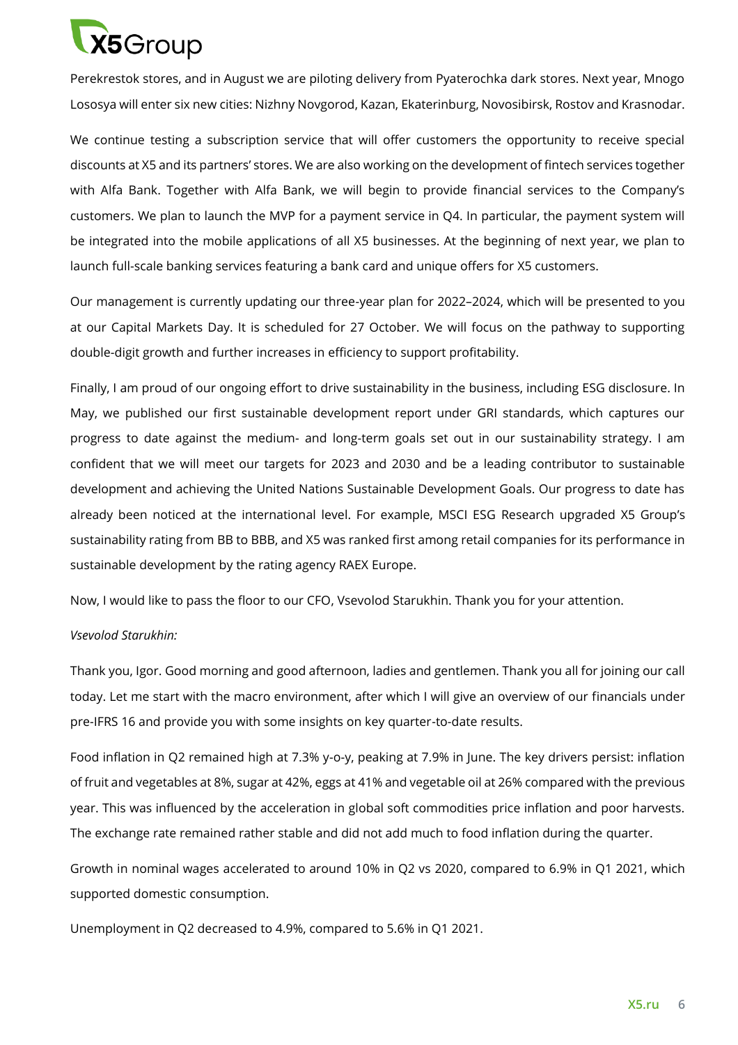Perekrestok stores, and in August we are piloting delivery from Pyaterochka dark stores. Next year, Mnogo Lososya will enter six new cities: Nizhny Novgorod, Kazan, Ekaterinburg, Novosibirsk, Rostov and Krasnodar.

We continue testing a subscription service that will offer customers the opportunity to receive special discounts at X5 and its partners' stores. We are also working on the development of fintech services together with Alfa Bank. Together with Alfa Bank, we will begin to provide financial services to the Company's customers. We plan to launch the MVP for a payment service in Q4. In particular, the payment system will be integrated into the mobile applications of all X5 businesses. At the beginning of next year, we plan to launch full-scale banking services featuring a bank card and unique offers for X5 customers.

Our management is currently updating our three-year plan for 2022–2024, which will be presented to you at our Capital Markets Day. It is scheduled for 27 October. We will focus on the pathway to supporting double-digit growth and further increases in efficiency to support profitability.

Finally, I am proud of our ongoing effort to drive sustainability in the business, including ESG disclosure. In May, we published our first sustainable development report under GRI standards, which captures our progress to date against the medium- and long-term goals set out in our sustainability strategy. I am confident that we will meet our targets for 2023 and 2030 and be a leading contributor to sustainable development and achieving the United Nations Sustainable Development Goals. Our progress to date has already been noticed at the international level. For example, MSCI ESG Research upgraded X5 Group's sustainability rating from BB to BBB, and X5 was ranked first among retail companies for its performance in sustainable development by the rating agency RAEX Europe.

Now, I would like to pass the floor to our CFO, Vsevolod Starukhin. Thank you for your attention.

*Vsevolod Starukhin:*

Thank you, Igor. Good morning and good afternoon, ladies and gentlemen. Thank you all for joining our call today. Let me start with the macro environment, after which I will give an overview of our financials under pre-IFRS 16 and provide you with some insights on key quarter-to-date results.

Food inflation in Q2 remained high at 7.3% y-o-y, peaking at 7.9% in June. The key drivers persist: inflation of fruit and vegetables at 8%, sugar at 42%, eggs at 41% and vegetable oil at 26% compared with the previous year. This was influenced by the acceleration in global soft commodities price inflation and poor harvests. The exchange rate remained rather stable and did not add much to food inflation during the quarter.

Growth in nominal wages accelerated to around 10% in Q2 vs 2020, compared to 6.9% in Q1 2021, which supported domestic consumption.

Unemployment in Q2 decreased to 4.9%, compared to 5.6% in Q1 2021.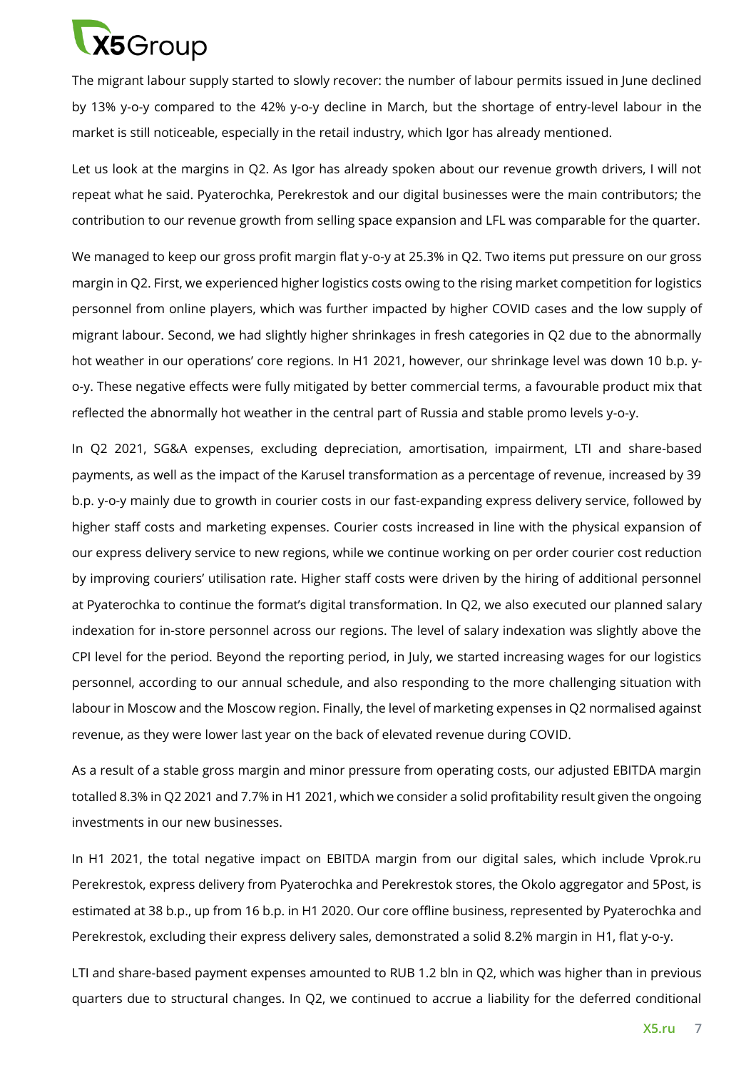The migrant labour supply started to slowly recover: the number of labour permits issued in June declined by 13% y-o-y compared to the 42% y-o-y decline in March, but the shortage of entry-level labour in the market is still noticeable, especially in the retail industry, which Igor has already mentioned.

Let us look at the margins in Q2. As Igor has already spoken about our revenue growth drivers, I will not repeat what he said. Pyaterochka, Perekrestok and our digital businesses were the main contributors; the contribution to our revenue growth from selling space expansion and LFL was comparable for the quarter.

We managed to keep our gross profit margin flat y-o-y at 25.3% in Q2. Two items put pressure on our gross margin in Q2. First, we experienced higher logistics costs owing to the rising market competition for logistics personnel from online players, which was further impacted by higher COVID cases and the low supply of migrant labour. Second, we had slightly higher shrinkages in fresh categories in Q2 due to the abnormally hot weather in our operations' core regions. In H1 2021, however, our shrinkage level was down 10 b.p. y-o-y. These negative effects were fully mitigated by better commercial terms, a favourable product mix that reflected the abnormally hot weather in the central part of Russia and stable promo levels y-o-y.

In Q2 2021, SG&A expenses, excluding depreciation, amortisation, impairment, LTI and share-based payments, as well as the impact of the Karusel transformation as a percentage of revenue, increased by 39 b.p. y-o-y mainly due to growth in courier costs in our fast-expanding express delivery service, followed by higher staff costs and marketing expenses. Courier costs increased in line with the physical expansion of our express delivery service to new regions, while we continue working on per order courier cost reduction by improving couriers' utilisation rate. Higher staff costs were driven by the hiring of additional personnel at Pyaterochka to continue the format's digital transformation. In Q2, we also executed our planned salary indexation for in-store personnel across our regions. The level of salary indexation was slightly above the CPI level for the period. Beyond the reporting period, in July, we started increasing wages for our logistics personnel, according to our annual schedule, and also responding to the more challenging situation with labour in Moscow and the Moscow region. Finally, the level of marketing expenses in Q2 normalised against revenue, as they were lower last year on the back of elevated revenue during COVID.

As a result of a stable gross margin and minor pressure from operating costs, our adjusted EBITDA margin totalled 8.3% in Q2 2021 and 7.7% in H1 2021, which we consider a solid profitability result given the ongoing investments in our new businesses.

In H1 2021, the total negative impact on EBITDA margin from our digital sales, which include Vprok.ru Perekrestok, express delivery from Pyaterochka and Perekrestok stores, the Okolo aggregator and 5Post, is estimated at 38 b.p., up from 16 b.p. in H1 2020. Our core offline business, represented by Pyaterochka and Perekrestok, excluding their express delivery sales, demonstrated a solid 8.2% margin in H1, flat y-o-y.

LTI and share-based payment expenses amounted to RUB 1.2 bln in Q2, which was higher than in previous quarters due to structural changes. In Q2, we continued to accrue a liability for the deferred conditional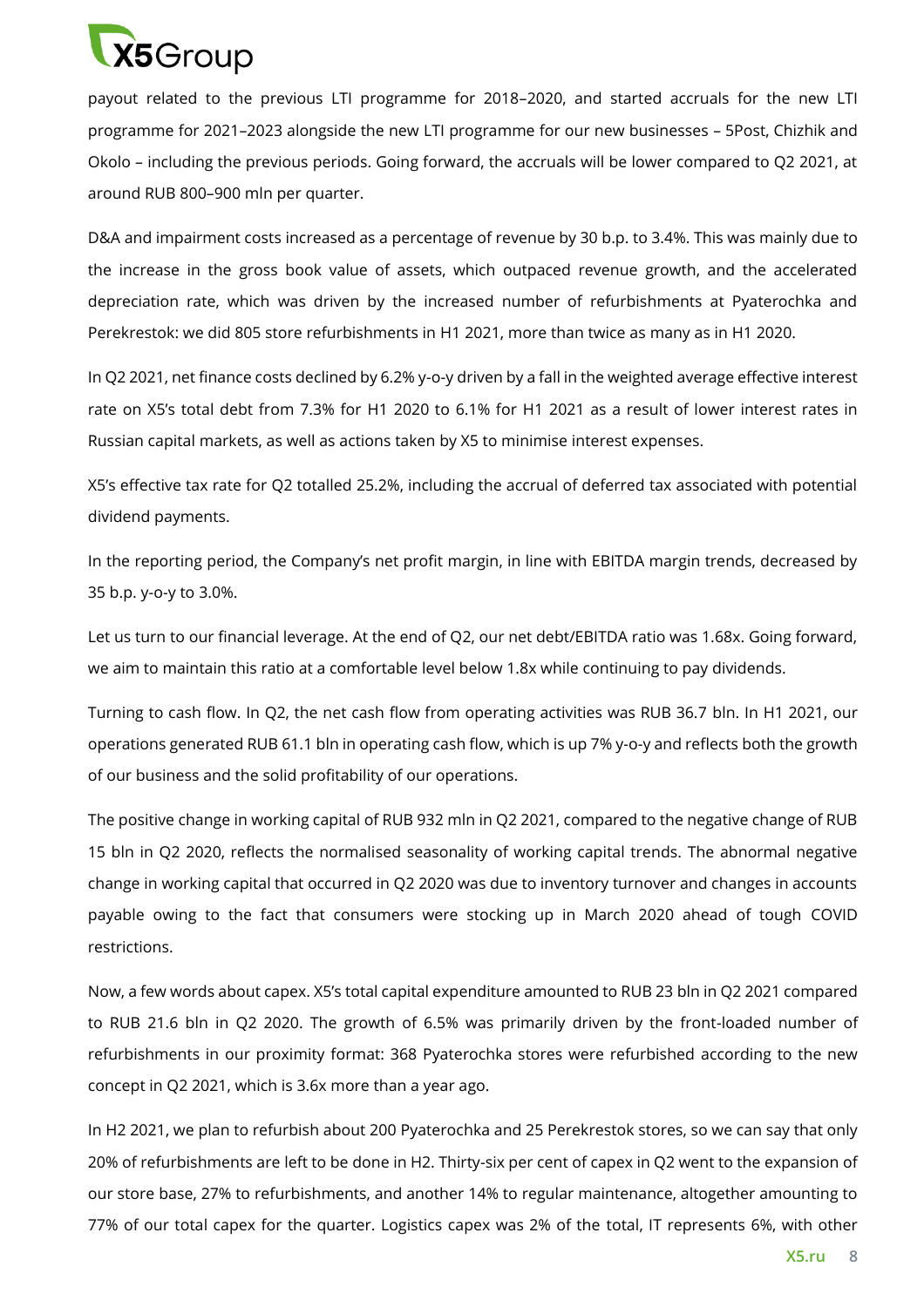payout related to the previous LTI programme for 2018–2020, and started accruals for the new LTI programme for 2021–2023 alongside the new LTI programme for our new businesses – 5Post, Chizhik and Okolo – including the previous periods. Going forward, the accruals will be lower compared to Q2 2021, at around RUB 800–900 mln per quarter.

D&A and impairment costs increased as a percentage of revenue by 30 b.p. to 3.4%. This was mainly due to the increase in the gross book value of assets, which outpaced revenue growth, and the accelerated depreciation rate, which was driven by the increased number of refurbishments at Pyaterochka and Perekrestok: we did 805 store refurbishments in H1 2021, more than twice as many as in H1 2020.

In Q2 2021, net finance costs declined by 6.2% y-o-y driven by a fall in the weighted average effective interest rate on X5's total debt from 7.3% for H1 2020 to 6.1% for H1 2021 as a result of lower interest rates in Russian capital markets, as well as actions taken by X5 to minimise interest expenses.

X5's effective tax rate for Q2 totalled 25.2%, including the accrual of deferred tax associated with potential dividend payments.

In the reporting period, the Company's net profit margin, in line with EBITDA margin trends, decreased by 35 b.p. y-o-y to 3.0%.

Let us turn to our financial leverage. At the end of Q2, our net debt/EBITDA ratio was 1.68x. Going forward, we aim to maintain this ratio at a comfortable level below 1.8x while continuing to pay dividends.

Turning to cash flow. In Q2, the net cash flow from operating activities was RUB 36.7 bln. In H1 2021, our operations generated RUB 61.1 bln in operating cash flow, which is up 7% y-o-y and reflects both the growth of our business and the solid profitability of our operations.

The positive change in working capital of RUB 932 mln in Q2 2021, compared to the negative change of RUB 15 bln in Q2 2020, reflects the normalised seasonality of working capital trends. The abnormal negative change in working capital that occurred in Q2 2020 was due to inventory turnover and changes in accounts payable owing to the fact that consumers were stocking up in March 2020 ahead of tough COVID restrictions.

Now, a few words about capex. X5's total capital expenditure amounted to RUB 23 bln in Q2 2021 compared to RUB 21.6 bln in Q2 2020. The growth of 6.5% was primarily driven by the front-loaded number of refurbishments in our proximity format: 368 Pyaterochka stores were refurbished according to the new concept in Q2 2021, which is 3.6x more than a year ago.

In H2 2021, we plan to refurbish about 200 Pyaterochka and 25 Perekrestok stores, so we can say that only 20% of refurbishments are left to be done in H2. Thirty-six per cent of capex in Q2 went to the expansion of our store base, 27% to refurbishments, and another 14% to regular maintenance, altogether amounting to 77% of our total capex for the quarter. Logistics capex was 2% of the total, IT represents 6%, with other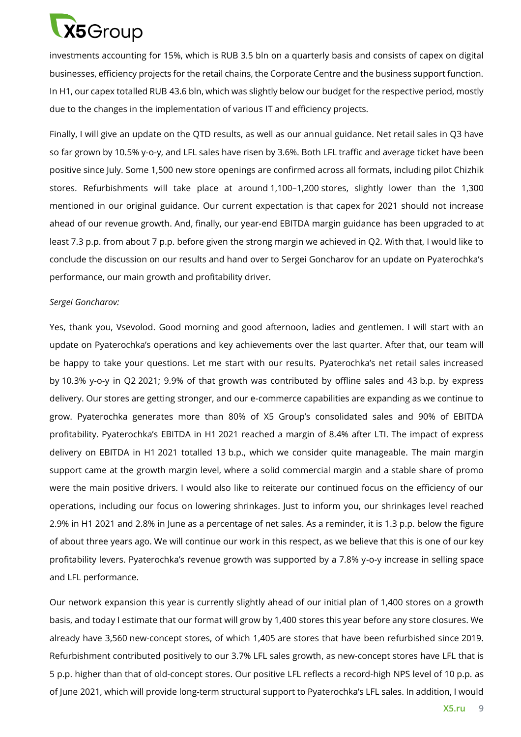investments accounting for 15%, which is RUB 3.5 bln on a quarterly basis and consists of capex on digital businesses, efficiency projects for the retail chains, the Corporate Centre and the business support function. In H1, our capex totalled RUB 43.6 bln, which was slightly below our budget for the respective period, mostly due to the changes in the implementation of various IT and efficiency projects.

Finally, I will give an update on the QTD results, as well as our annual guidance. Net retail sales in Q3 have so far grown by 10.5% y-o-y, and LFL sales have risen by 3.6%. Both LFL traffic and average ticket have been positive since July. Some 1,500 new store openings are confirmed across all formats, including pilot Chizhik stores. Refurbishments will take place at around 1,100–1,200 stores, slightly lower than the 1,300 mentioned in our original guidance. Our current expectation is that capex for 2021 should not increase ahead of our revenue growth. And, finally, our year-end EBITDA margin guidance has been upgraded to at least 7.3 p.p. from about 7 p.p. before given the strong margin we achieved in Q2. With that, I would like to conclude the discussion on our results and hand over to Sergei Goncharov for an update on Pyaterochka's performance, our main growth and profitability driver.

*Sergei Goncharov:*

Yes, thank you, Vsevolod. Good morning and good afternoon, ladies and gentlemen. I will start with an update on Pyaterochka's operations and key achievements over the last quarter. After that, our team will be happy to take your questions. Let me start with our results. Pyaterochka's net retail sales increased by 10.3% y-o-y in Q2 2021; 9.9% of that growth was contributed by offline sales and 43 b.p. by express delivery. Our stores are getting stronger, and our e-commerce capabilities are expanding as we continue to grow. Pyaterochka generates more than 80% of X5 Group's consolidated sales and 90% of EBITDA profitability. Pyaterochka's EBITDA in H1 2021 reached a margin of 8.4% after LTI. The impact of express delivery on EBITDA in H1 2021 totalled 13 b.p., which we consider quite manageable. The main margin support came at the growth margin level, where a solid commercial margin and a stable share of promo were the main positive drivers. I would also like to reiterate our continued focus on the efficiency of our operations, including our focus on lowering shrinkages. Just to inform you, our shrinkages level reached 2.9% in H1 2021 and 2.8% in June as a percentage of net sales. As a reminder, it is 1.3 p.p. below the figure of about three years ago. We will continue our work in this respect, as we believe that this is one of our key profitability levers. Pyaterochka's revenue growth was supported by a 7.8% y-o-y increase in selling space and LFL performance.

Our network expansion this year is currently slightly ahead of our initial plan of 1,400 stores on a growth basis, and today I estimate that our format will grow by 1,400 stores this year before any store closures. We already have 3,560 new-concept stores, of which 1,405 are stores that have been refurbished since 2019. Refurbishment contributed positively to our 3.7% LFL sales growth, as new-concept stores have LFL that is 5 p.p. higher than that of old-concept stores. Our positive LFL reflects a record-high NPS level of 10 p.p. as of June 2021, which will provide long-term structural support to Pyaterochka's LFL sales. In addition, I would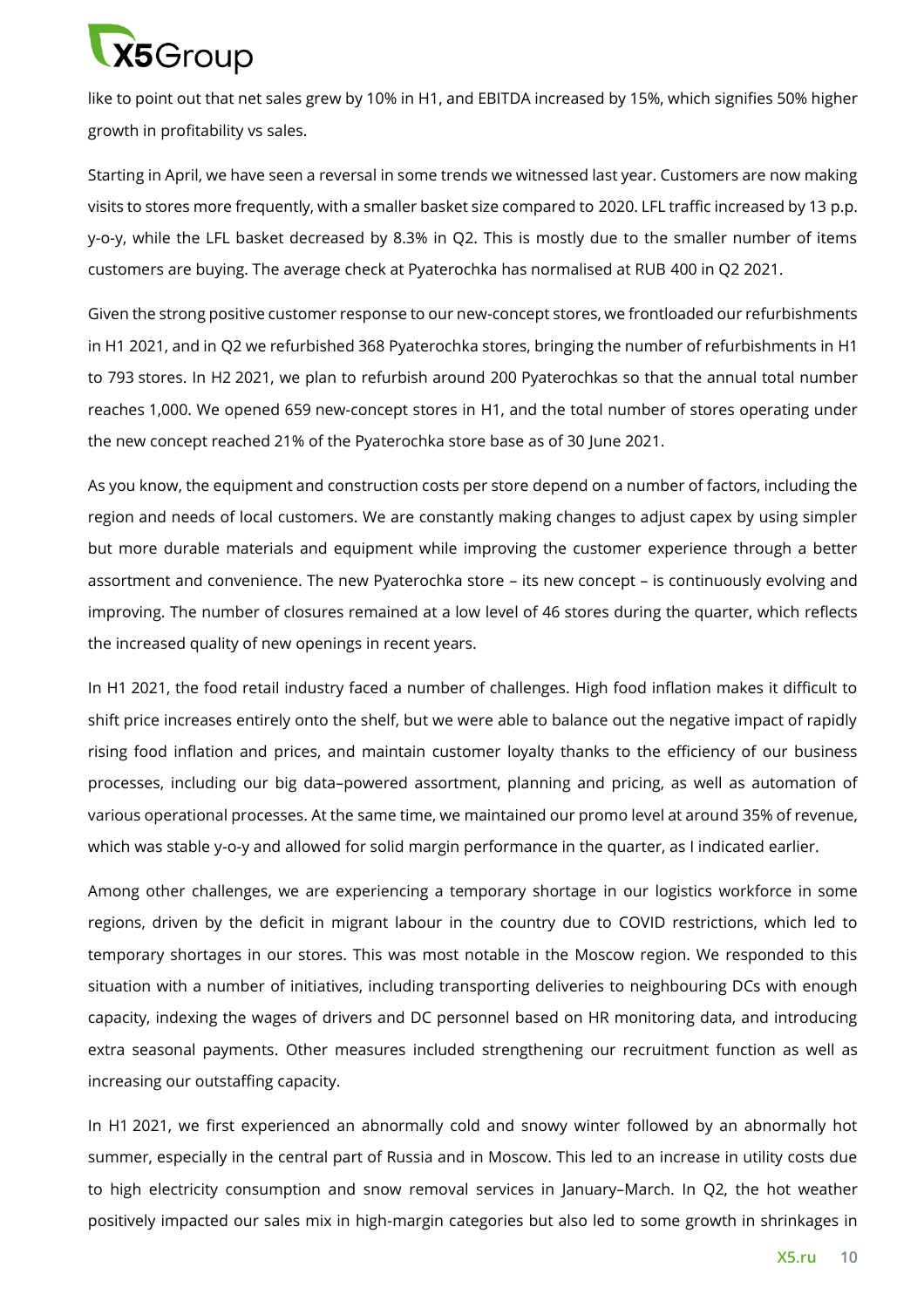like to point out that net sales grew by 10% in H1, and EBITDA increased by 15%, which signifies 50% higher growth in profitability vs sales.

Starting in April, we have seen a reversal in some trends we witnessed last year. Customers are now making visits to stores more frequently, with a smaller basket size compared to 2020. LFL traffic increased by 13 p.p. y-o-y, while the LFL basket decreased by 8.3% in Q2. This is mostly due to the smaller number of items customers are buying. The average check at Pyaterochka has normalised at RUB 400 in Q2 2021.

Given the strong positive customer response to our new-concept stores, we frontloaded our refurbishments in H1 2021, and in Q2 we refurbished 368 Pyaterochka stores, bringing the number of refurbishments in H1 to 793 stores. In H2 2021, we plan to refurbish around 200 Pyaterochkas so that the annual total number reaches 1,000. We opened 659 new-concept stores in H1, and the total number of stores operating under the new concept reached 21% of the Pyaterochka store base as of 30 June 2021.

As you know, the equipment and construction costs per store depend on a number of factors, including the region and needs of local customers. We are constantly making changes to adjust capex by using simpler but more durable materials and equipment while improving the customer experience through a better assortment and convenience. The new Pyaterochka store – its new concept – is continuously evolving and improving. The number of closures remained at a low level of 46 stores during the quarter, which reflects the increased quality of new openings in recent years.

In H1 2021, the food retail industry faced a number of challenges. High food inflation makes it difficult to shift price increases entirely onto the shelf, but we were able to balance out the negative impact of rapidly rising food inflation and prices, and maintain customer loyalty thanks to the efficiency of our business processes, including our big data–powered assortment, planning and pricing, as well as automation of various operational processes. At the same time, we maintained our promo level at around 35% of revenue, which was stable y-o-y and allowed for solid margin performance in the quarter, as I indicated earlier.

Among other challenges, we are experiencing a temporary shortage in our logistics workforce in some regions, driven by the deficit in migrant labour in the country due to COVID restrictions, which led to temporary shortages in our stores. This was most notable in the Moscow region. We responded to this situation with a number of initiatives, including transporting deliveries to neighbouring DCs with enough capacity, indexing the wages of drivers and DC personnel based on HR monitoring data, and introducing extra seasonal payments. Other measures included strengthening our recruitment function as well as increasing our outstaffing capacity.

In H1 2021, we first experienced an abnormally cold and snowy winter followed by an abnormally hot summer, especially in the central part of Russia and in Moscow. This led to an increase in utility costs due to high electricity consumption and snow removal services in January–March. In Q2, the hot weather positively impacted our sales mix in high-margin categories but also led to some growth in shrinkages in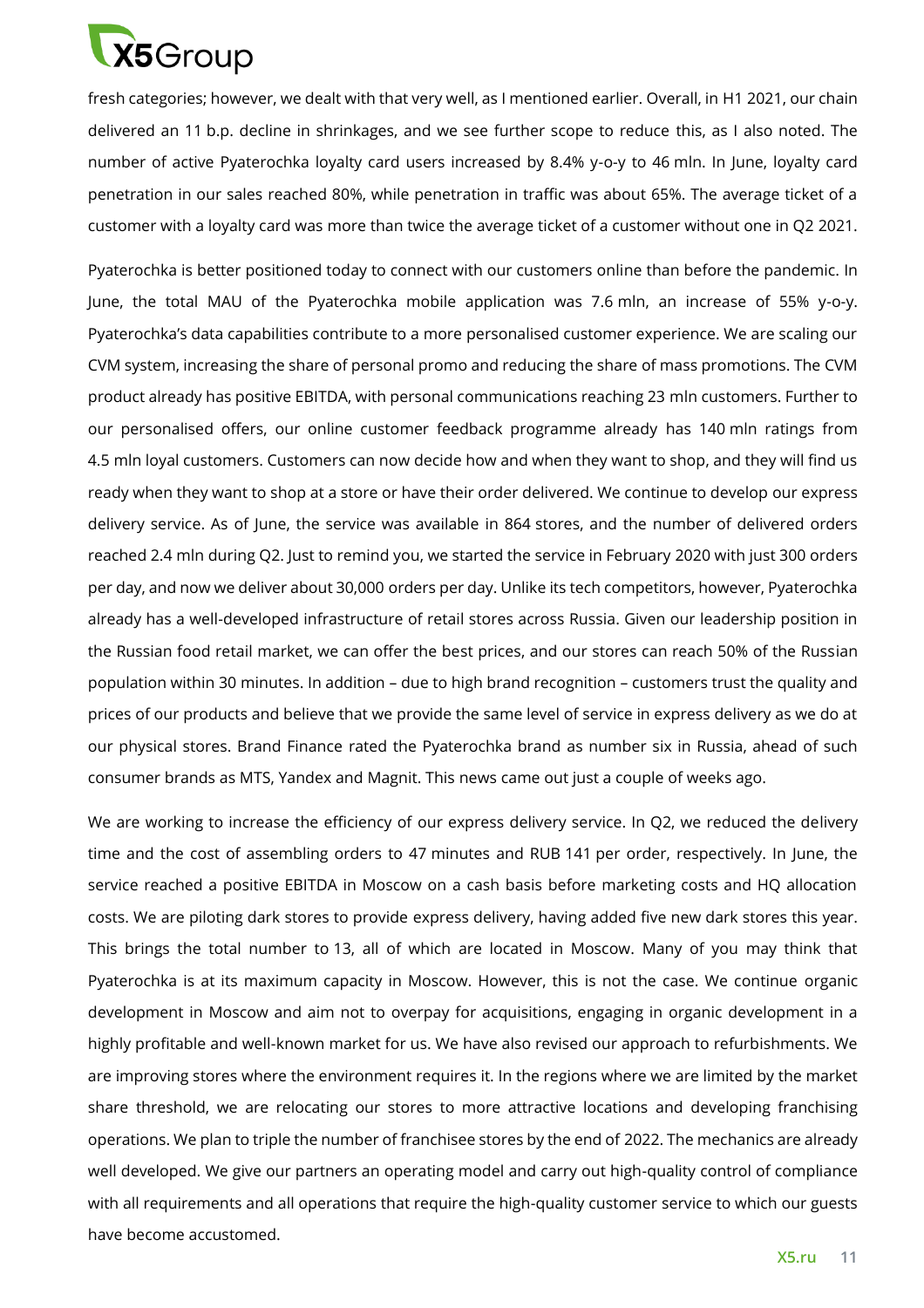fresh categories; however, we dealt with that very well, as I mentioned earlier. Overall, in H1 2021, our chain delivered an 11 b.p. decline in shrinkages, and we see further scope to reduce this, as I also noted. The number of active Pyaterochka loyalty card users increased by 8.4% y-o-y to 46 mln. In June, loyalty card penetration in our sales reached 80%, while penetration in traffic was about 65%. The average ticket of a customer with a loyalty card was more than twice the average ticket of a customer without one in Q2 2021.

Pyaterochka is better positioned today to connect with our customers online than before the pandemic. In June, the total MAU of the Pyaterochka mobile application was 7.6 mln, an increase of 55% y-o-y. Pyaterochka's data capabilities contribute to a more personalised customer experience. We are scaling our CVM system, increasing the share of personal promo and reducing the share of mass promotions. The CVM product already has positive EBITDA, with personal communications reaching 23 mln customers. Further to our personalised offers, our online customer feedback programme already has 140 mln ratings from 4.5 mln loyal customers. Customers can now decide how and when they want to shop, and they will find us ready when they want to shop at a store or have their order delivered. We continue to develop our express delivery service. As of June, the service was available in 864 stores, and the number of delivered orders reached 2.4 mln during Q2. Just to remind you, we started the service in February 2020 with just 300 orders per day, and now we deliver about 30,000 orders per day. Unlike its tech competitors, however, Pyaterochka already has a well-developed infrastructure of retail stores across Russia. Given our leadership position in the Russian food retail market, we can offer the best prices, and our stores can reach 50% of the Russian population within 30 minutes. In addition – due to high brand recognition – customers trust the quality and prices of our products and believe that we provide the same level of service in express delivery as we do at our physical stores. Brand Finance rated the Pyaterochka brand as number six in Russia, ahead of such consumer brands as MTS, Yandex and Magnit. This news came out just a couple of weeks ago.

We are working to increase the efficiency of our express delivery service. In Q2, we reduced the delivery time and the cost of assembling orders to 47 minutes and RUB 141 per order, respectively. In June, the service reached a positive EBITDA in Moscow on a cash basis before marketing costs and HQ allocation costs. We are piloting dark stores to provide express delivery, having added five new dark stores this year. This brings the total number to 13, all of which are located in Moscow. Many of you may think that Pyaterochka is at its maximum capacity in Moscow. However, this is not the case. We continue organic development in Moscow and aim not to overpay for acquisitions, engaging in organic development in a highly profitable and well-known market for us. We have also revised our approach to refurbishments. We are improving stores where the environment requires it. In the regions where we are limited by the market share threshold, we are relocating our stores to more attractive locations and developing franchising operations. We plan to triple the number of franchisee stores by the end of 2022. The mechanics are already well developed. We give our partners an operating model and carry out high-quality control of compliance with all requirements and all operations that require the high-quality customer service to which our guests have become accustomed.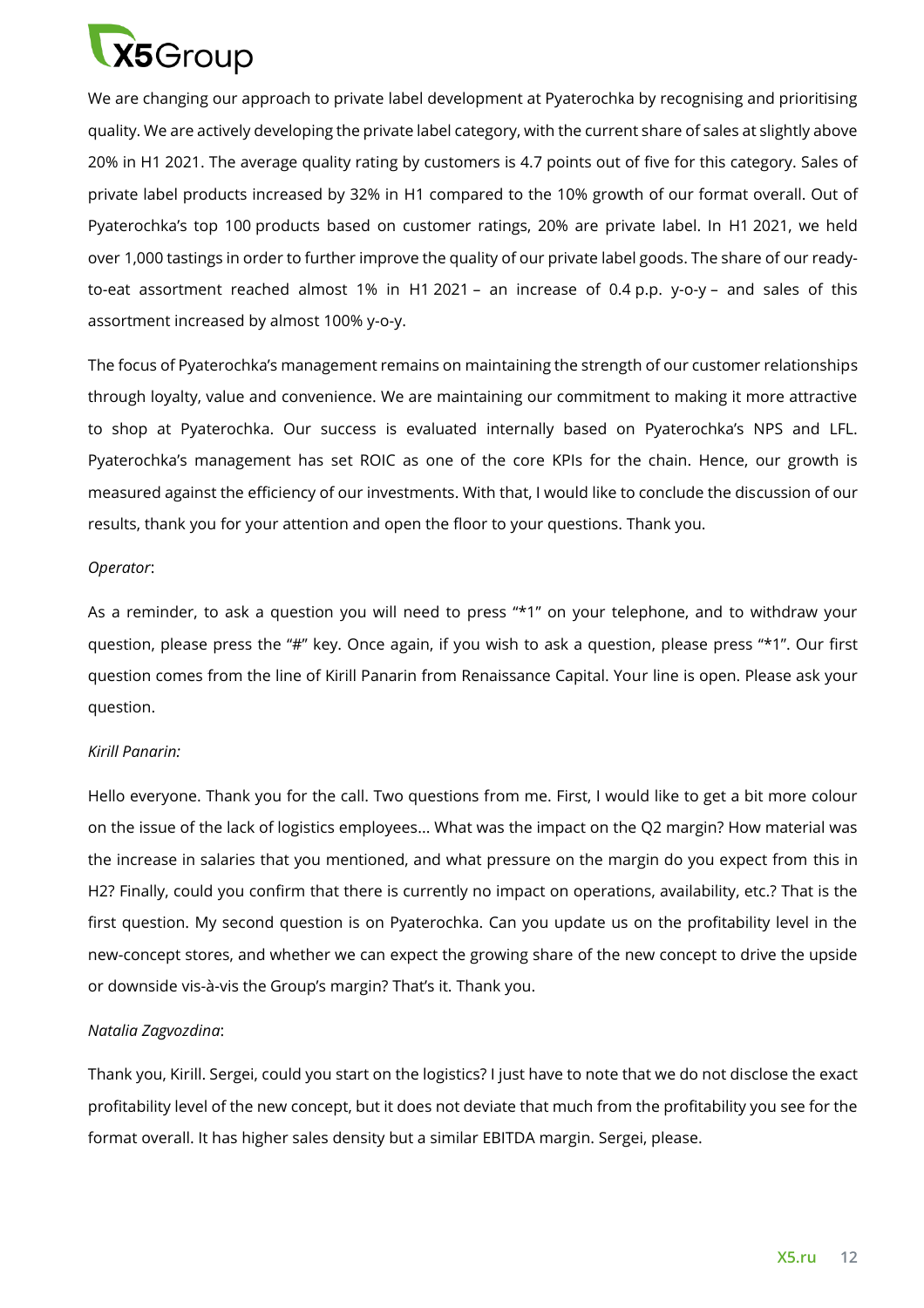We are changing our approach to private label development at Pyaterochka by recognising and prioritising quality. We are actively developing the private label category, with the current share of sales at slightly above 20% in H1 2021. The average quality rating by customers is 4.7 points out of five for this category. Sales of private label products increased by 32% in H1 compared to the 10% growth of our format overall. Out of Pyaterochka's top 100 products based on customer ratings, 20% are private label. In H1 2021, we held over 1,000 tastings in order to further improve the quality of our private label goods. The share of our ready-to-eat assortment reached almost 1% in H1 2021 – an increase of 0.4 p.p. y-o-y – and sales of this assortment increased by almost 100% y-o-y.

The focus of Pyaterochka's management remains on maintaining the strength of our customer relationships through loyalty, value and convenience. We are maintaining our commitment to making it more attractive to shop at Pyaterochka. Our success is evaluated internally based on Pyaterochka's NPS and LFL. Pyaterochka's management has set ROIC as one of the core KPIs for the chain. Hence, our growth is measured against the efficiency of our investments. With that, I would like to conclude the discussion of our results, thank you for your attention and open the floor to your questions. Thank you.

*Operator*:

As a reminder, to ask a question you will need to press "*1" on your telephone, and to withdraw your question, please press the "#" key. Once again, if you wish to ask a question, please press "*1". Our first question comes from the line of Kirill Panarin from Renaissance Capital. Your line is open. Please ask your question.

*Kirill Panarin:*

Hello everyone. Thank you for the call. Two questions from me. First, I would like to get a bit more colour on the issue of the lack of logistics employees... What was the impact on the Q2 margin? How material was the increase in salaries that you mentioned, and what pressure on the margin do you expect from this in H2? Finally, could you confirm that there is currently no impact on operations, availability, etc.? That is the first question. My second question is on Pyaterochka. Can you update us on the profitability level in the new-concept stores, and whether we can expect the growing share of the new concept to drive the upside or downside vis-à-vis the Group's margin? That's it. Thank you.

*Natalia Zagvozdina*:

Thank you, Kirill. Sergei, could you start on the logistics? I just have to note that we do not disclose the exact profitability level of the new concept, but it does not deviate that much from the profitability you see for the format overall. It has higher sales density but a similar EBITDA margin. Sergei, please.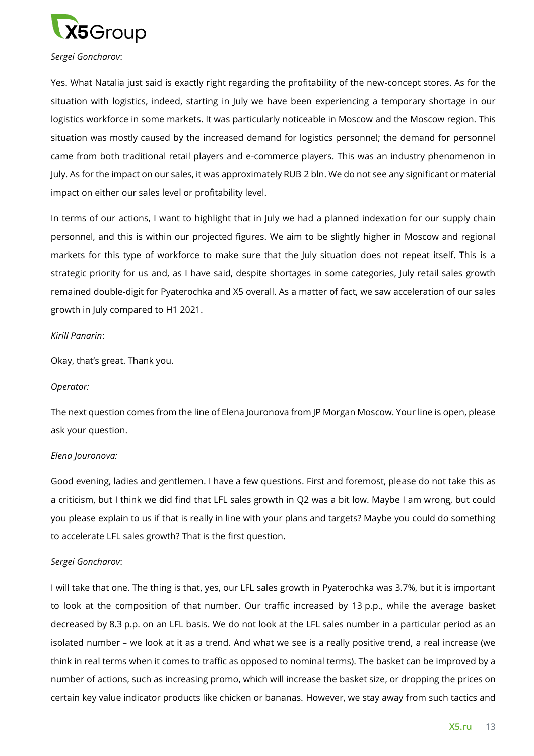*Sergei Goncharov*:

Yes. What Natalia just said is exactly right regarding the profitability of the new-concept stores. As for the situation with logistics, indeed, starting in July we have been experiencing a temporary shortage in our logistics workforce in some markets. It was particularly noticeable in Moscow and the Moscow region. This situation was mostly caused by the increased demand for logistics personnel; the demand for personnel came from both traditional retail players and e-commerce players. This was an industry phenomenon in July. As for the impact on our sales, it was approximately RUB 2 bln. We do not see any significant or material impact on either our sales level or profitability level.

In terms of our actions, I want to highlight that in July we had a planned indexation for our supply chain personnel, and this is within our projected figures. We aim to be slightly higher in Moscow and regional markets for this type of workforce to make sure that the July situation does not repeat itself. This is a strategic priority for us and, as I have said, despite shortages in some categories, July retail sales growth remained double-digit for Pyaterochka and X5 overall. As a matter of fact, we saw acceleration of our sales growth in July compared to H1 2021.

*Kirill Panarin*:

Okay, that's great. Thank you.

*Operator:*

The next question comes from the line of Elena Jouronova from JP Morgan Moscow. Your line is open, please ask your question.

*Elena Jouronova:*

Good evening, ladies and gentlemen. I have a few questions. First and foremost, please do not take this as a criticism, but I think we did find that LFL sales growth in Q2 was a bit low. Maybe I am wrong, but could you please explain to us if that is really in line with your plans and targets? Maybe you could do something to accelerate LFL sales growth? That is the first question.

*Sergei Goncharov*:

I will take that one. The thing is that, yes, our LFL sales growth in Pyaterochka was 3.7%, but it is important to look at the composition of that number. Our traffic increased by 13 p.p., while the average basket decreased by 8.3 p.p. on an LFL basis. We do not look at the LFL sales number in a particular period as an isolated number – we look at it as a trend. And what we see is a really positive trend, a real increase (we think in real terms when it comes to traffic as opposed to nominal terms). The basket can be improved by a number of actions, such as increasing promo, which will increase the basket size, or dropping the prices on certain key value indicator products like chicken or bananas. However, we stay away from such tactics and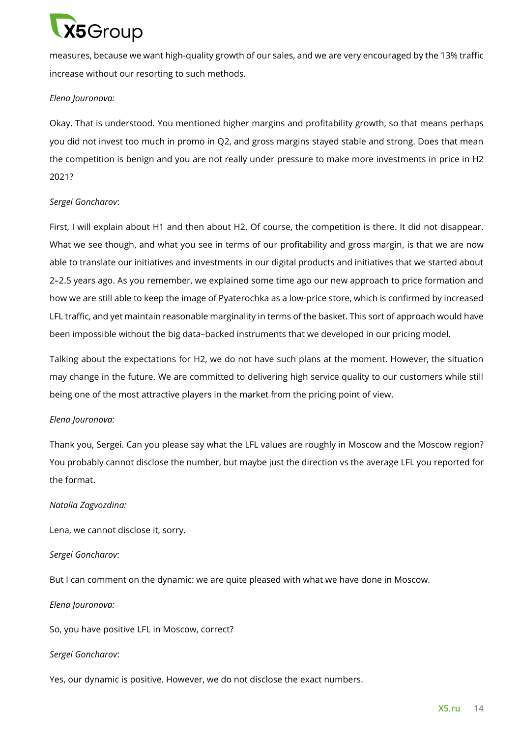measures, because we want high-quality growth of our sales, and we are very encouraged by the 13% traffic increase without our resorting to such methods.

*Elena Jouronova:*

Okay. That is understood. You mentioned higher margins and profitability growth, so that means perhaps you did not invest too much in promo in Q2, and gross margins stayed stable and strong. Does that mean the competition is benign and you are not really under pressure to make more investments in price in H2 2021?

*Sergei Goncharov*:

First, I will explain about H1 and then about H2. Of course, the competition is there. It did not disappear. What we see though, and what you see in terms of our profitability and gross margin, is that we are now able to translate our initiatives and investments in our digital products and initiatives that we started about 2–2.5 years ago. As you remember, we explained some time ago our new approach to price formation and how we are still able to keep the image of Pyaterochka as a low-price store, which is confirmed by increased LFL traffic, and yet maintain reasonable marginality in terms of the basket. This sort of approach would have been impossible without the big data–backed instruments that we developed in our pricing model.

Talking about the expectations for H2, we do not have such plans at the moment. However, the situation may change in the future. We are committed to delivering high service quality to our customers while still being one of the most attractive players in the market from the pricing point of view.

*Elena Jouronova:*

Thank you, Sergei. Can you please say what the LFL values are roughly in Moscow and the Moscow region? You probably cannot disclose the number, but maybe just the direction vs the average LFL you reported for the format.

*Natalia Zagvozdina:*

Lena, we cannot disclose it, sorry.

*Sergei Goncharov*:

But I can comment on the dynamic: we are quite pleased with what we have done in Moscow.

*Elena Jouronova:*

So, you have positive LFL in Moscow, correct?

*Sergei Goncharov*:

Yes, our dynamic is positive. However, we do not disclose the exact numbers.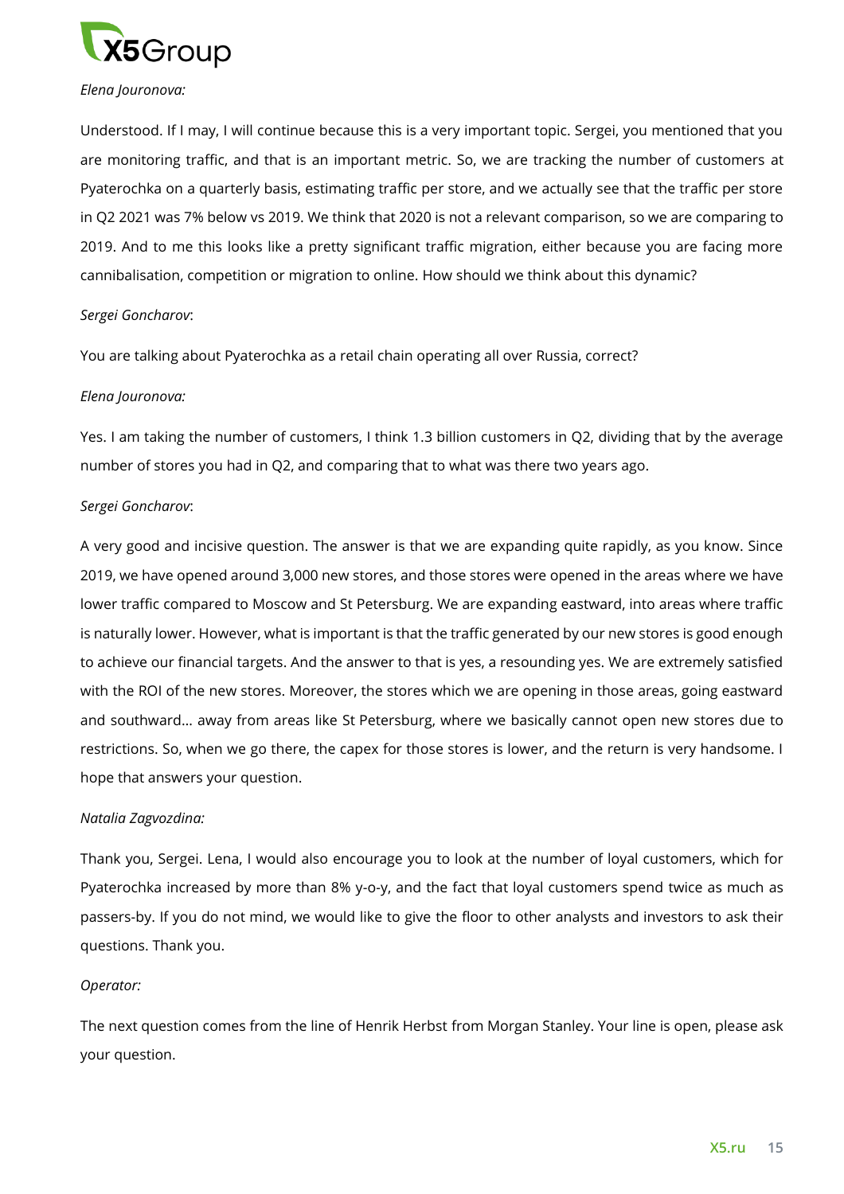*Elena Jouronova:*

Understood. If I may, I will continue because this is a very important topic. Sergei, you mentioned that you are monitoring traffic, and that is an important metric. So, we are tracking the number of customers at Pyaterochka on a quarterly basis, estimating traffic per store, and we actually see that the traffic per store in Q2 2021 was 7% below vs 2019. We think that 2020 is not a relevant comparison, so we are comparing to 2019. And to me this looks like a pretty significant traffic migration, either because you are facing more cannibalisation, competition or migration to online. How should we think about this dynamic?

*Sergei Goncharov*:

You are talking about Pyaterochka as a retail chain operating all over Russia, correct?

*Elena Jouronova:*

Yes. I am taking the number of customers, I think 1.3 billion customers in Q2, dividing that by the average number of stores you had in Q2, and comparing that to what was there two years ago.

*Sergei Goncharov*:

A very good and incisive question. The answer is that we are expanding quite rapidly, as you know. Since 2019, we have opened around 3,000 new stores, and those stores were opened in the areas where we have lower traffic compared to Moscow and St Petersburg. We are expanding eastward, into areas where traffic is naturally lower. However, what is important is that the traffic generated by our new stores is good enough to achieve our financial targets. And the answer to that is yes, a resounding yes. We are extremely satisfied with the ROI of the new stores. Moreover, the stores which we are opening in those areas, going eastward and southward… away from areas like St Petersburg, where we basically cannot open new stores due to restrictions. So, when we go there, the capex for those stores is lower, and the return is very handsome. I hope that answers your question.

*Natalia Zagvozdina:*

Thank you, Sergei. Lena, I would also encourage you to look at the number of loyal customers, which for Pyaterochka increased by more than 8% y-o-y, and the fact that loyal customers spend twice as much as passers-by. If you do not mind, we would like to give the floor to other analysts and investors to ask their questions. Thank you.

*Operator:*

The next question comes from the line of Henrik Herbst from Morgan Stanley. Your line is open, please ask your question.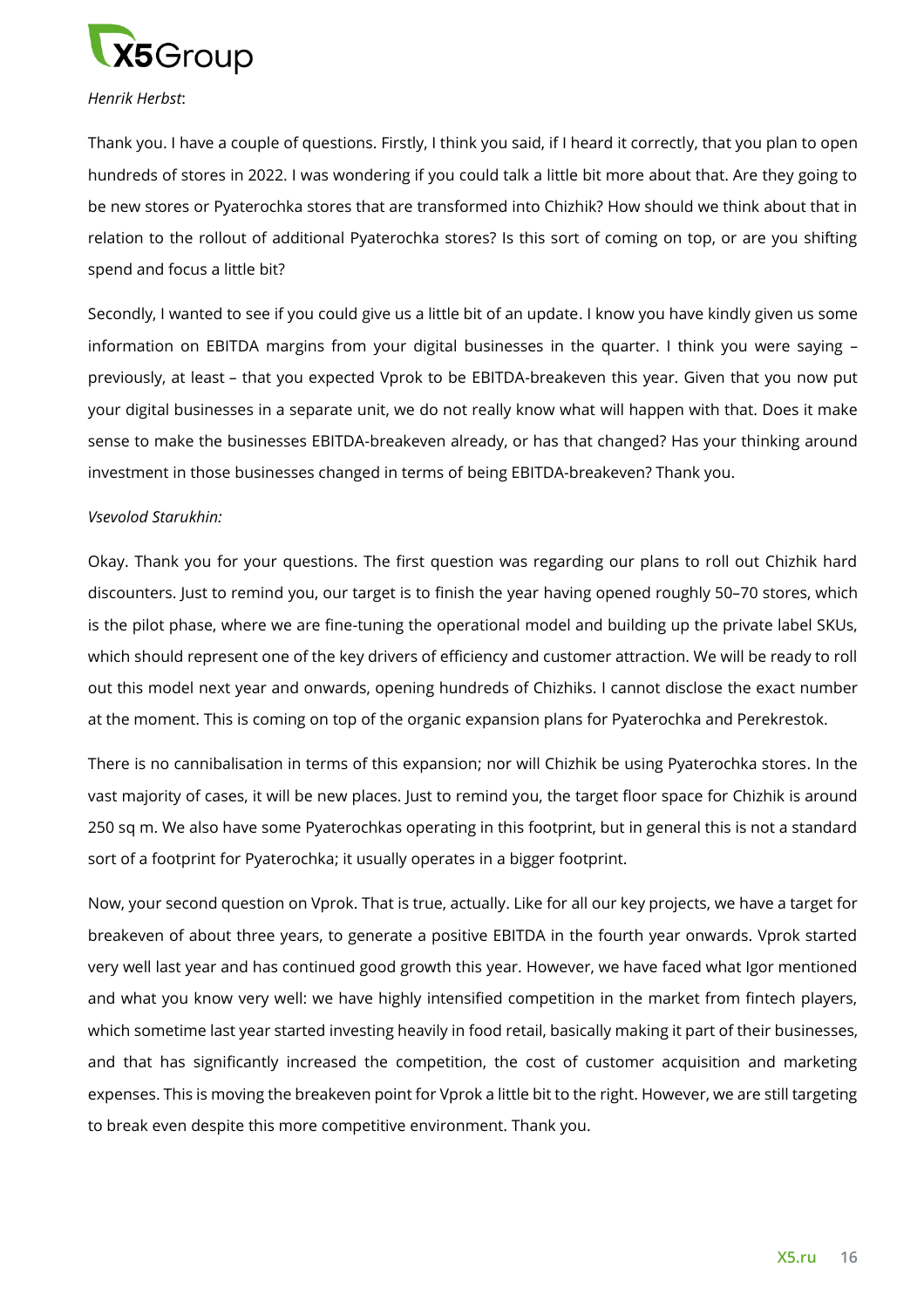*Henrik Herbst*:

Thank you. I have a couple of questions. Firstly, I think you said, if I heard it correctly, that you plan to open hundreds of stores in 2022. I was wondering if you could talk a little bit more about that. Are they going to be new stores or Pyaterochka stores that are transformed into Chizhik? How should we think about that in relation to the rollout of additional Pyaterochka stores? Is this sort of coming on top, or are you shifting spend and focus a little bit?

Secondly, I wanted to see if you could give us a little bit of an update. I know you have kindly given us some information on EBITDA margins from your digital businesses in the quarter. I think you were saying – previously, at least – that you expected Vprok to be EBITDA-breakeven this year. Given that you now put your digital businesses in a separate unit, we do not really know what will happen with that. Does it make sense to make the businesses EBITDA-breakeven already, or has that changed? Has your thinking around investment in those businesses changed in terms of being EBITDA-breakeven? Thank you.

*Vsevolod Starukhin:*

Okay. Thank you for your questions. The first question was regarding our plans to roll out Chizhik hard discounters. Just to remind you, our target is to finish the year having opened roughly 50–70 stores, which is the pilot phase, where we are fine-tuning the operational model and building up the private label SKUs, which should represent one of the key drivers of efficiency and customer attraction. We will be ready to roll out this model next year and onwards, opening hundreds of Chizhiks. I cannot disclose the exact number at the moment. This is coming on top of the organic expansion plans for Pyaterochka and Perekrestok.

There is no cannibalisation in terms of this expansion; nor will Chizhik be using Pyaterochka stores. In the vast majority of cases, it will be new places. Just to remind you, the target floor space for Chizhik is around 250 sq m. We also have some Pyaterochkas operating in this footprint, but in general this is not a standard sort of a footprint for Pyaterochka; it usually operates in a bigger footprint.

Now, your second question on Vprok. That is true, actually. Like for all our key projects, we have a target for breakeven of about three years, to generate a positive EBITDA in the fourth year onwards. Vprok started very well last year and has continued good growth this year. However, we have faced what Igor mentioned and what you know very well: we have highly intensified competition in the market from fintech players, which sometime last year started investing heavily in food retail, basically making it part of their businesses, and that has significantly increased the competition, the cost of customer acquisition and marketing expenses. This is moving the breakeven point for Vprok a little bit to the right. However, we are still targeting to break even despite this more competitive environment. Thank you.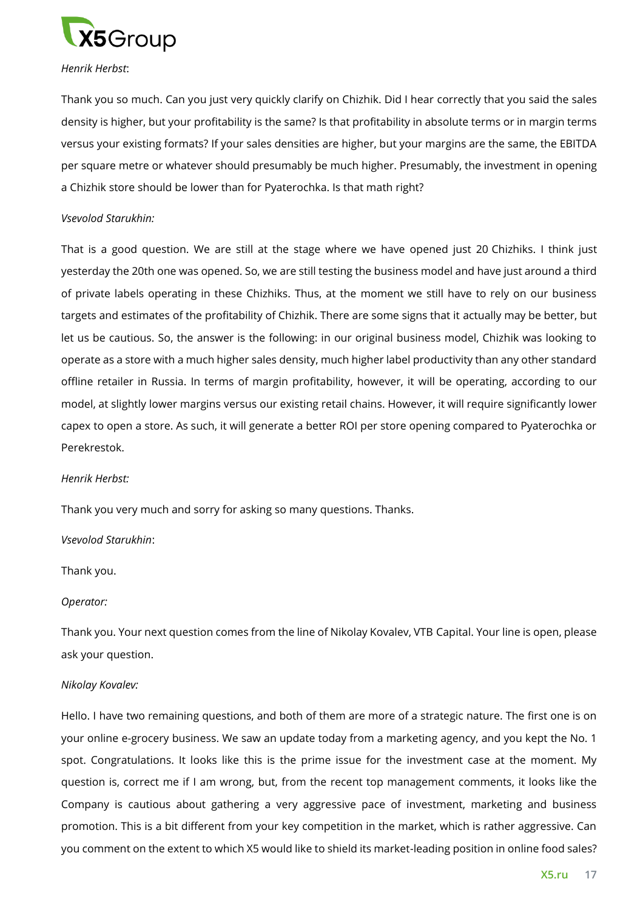*Henrik Herbst*:

Thank you so much. Can you just very quickly clarify on Chizhik. Did I hear correctly that you said the sales density is higher, but your profitability is the same? Is that profitability in absolute terms or in margin terms versus your existing formats? If your sales densities are higher, but your margins are the same, the EBITDA per square metre or whatever should presumably be much higher. Presumably, the investment in opening a Chizhik store should be lower than for Pyaterochka. Is that math right?

*Vsevolod Starukhin:*

That is a good question. We are still at the stage where we have opened just 20 Chizhiks. I think just yesterday the 20th one was opened. So, we are still testing the business model and have just around a third of private labels operating in these Chizhiks. Thus, at the moment we still have to rely on our business targets and estimates of the profitability of Chizhik. There are some signs that it actually may be better, but let us be cautious. So, the answer is the following: in our original business model, Chizhik was looking to operate as a store with a much higher sales density, much higher label productivity than any other standard offline retailer in Russia. In terms of margin profitability, however, it will be operating, according to our model, at slightly lower margins versus our existing retail chains. However, it will require significantly lower capex to open a store. As such, it will generate a better ROI per store opening compared to Pyaterochka or Perekrestok.

*Henrik Herbst:*

Thank you very much and sorry for asking so many questions. Thanks.

*Vsevolod Starukhin*:

Thank you.

*Operator:*

Thank you. Your next question comes from the line of Nikolay Kovalev, VTB Capital. Your line is open, please ask your question.

*Nikolay Kovalev:*

Hello. I have two remaining questions, and both of them are more of a strategic nature. The first one is on your online e-grocery business. We saw an update today from a marketing agency, and you kept the No. 1 spot. Congratulations. It looks like this is the prime issue for the investment case at the moment. My question is, correct me if I am wrong, but, from the recent top management comments, it looks like the Company is cautious about gathering a very aggressive pace of investment, marketing and business promotion. This is a bit different from your key competition in the market, which is rather aggressive. Can you comment on the extent to which X5 would like to shield its market-leading position in online food sales?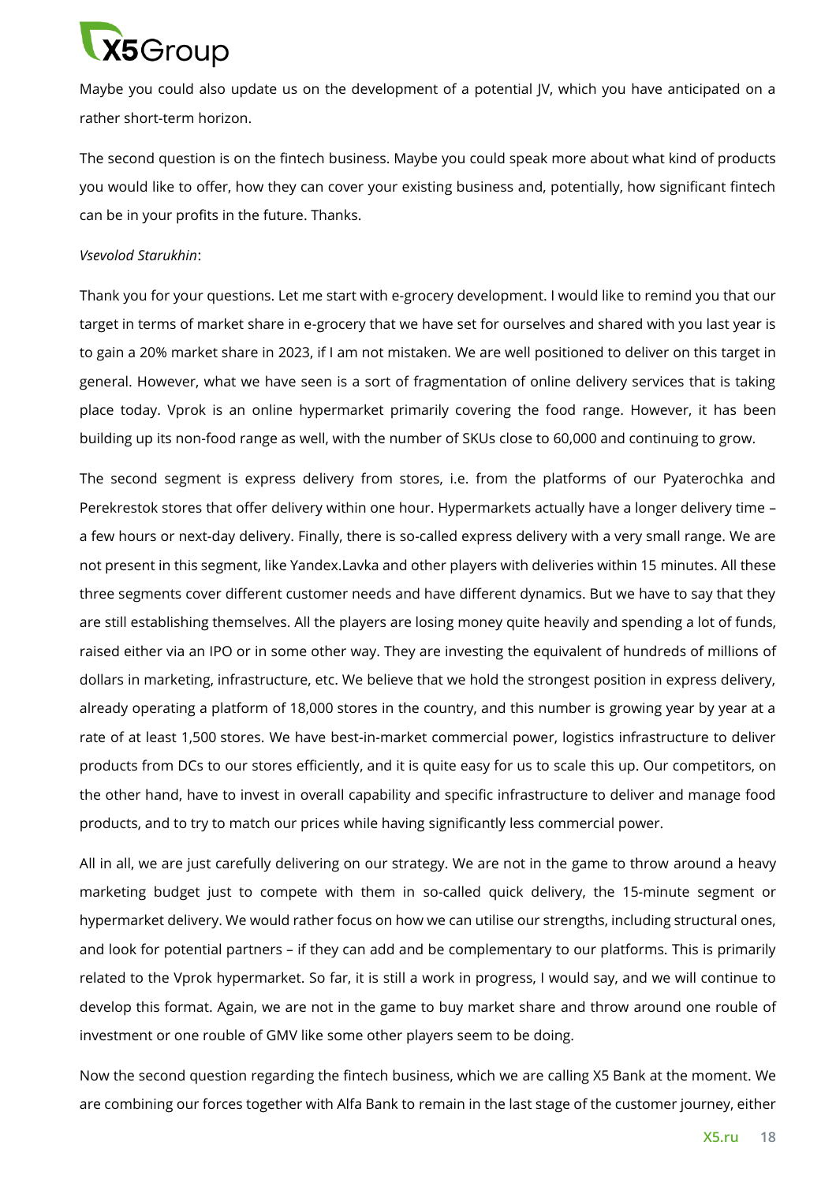Maybe you could also update us on the development of a potential JV, which you have anticipated on a rather short-term horizon.

The second question is on the fintech business. Maybe you could speak more about what kind of products you would like to offer, how they can cover your existing business and, potentially, how significant fintech can be in your profits in the future. Thanks.

*Vsevolod Starukhin*:

Thank you for your questions. Let me start with e-grocery development. I would like to remind you that our target in terms of market share in e-grocery that we have set for ourselves and shared with you last year is to gain a 20% market share in 2023, if I am not mistaken. We are well positioned to deliver on this target in general. However, what we have seen is a sort of fragmentation of online delivery services that is taking place today. Vprok is an online hypermarket primarily covering the food range. However, it has been building up its non-food range as well, with the number of SKUs close to 60,000 and continuing to grow.

The second segment is express delivery from stores, i.e. from the platforms of our Pyaterochka and Perekrestok stores that offer delivery within one hour. Hypermarkets actually have a longer delivery time – a few hours or next-day delivery. Finally, there is so-called express delivery with a very small range. We are not present in this segment, like Yandex.Lavka and other players with deliveries within 15 minutes. All these three segments cover different customer needs and have different dynamics. But we have to say that they are still establishing themselves. All the players are losing money quite heavily and spending a lot of funds, raised either via an IPO or in some other way. They are investing the equivalent of hundreds of millions of dollars in marketing, infrastructure, etc. We believe that we hold the strongest position in express delivery, already operating a platform of 18,000 stores in the country, and this number is growing year by year at a rate of at least 1,500 stores. We have best-in-market commercial power, logistics infrastructure to deliver products from DCs to our stores efficiently, and it is quite easy for us to scale this up. Our competitors, on the other hand, have to invest in overall capability and specific infrastructure to deliver and manage food products, and to try to match our prices while having significantly less commercial power.

All in all, we are just carefully delivering on our strategy. We are not in the game to throw around a heavy marketing budget just to compete with them in so-called quick delivery, the 15-minute segment or hypermarket delivery. We would rather focus on how we can utilise our strengths, including structural ones, and look for potential partners – if they can add and be complementary to our platforms. This is primarily related to the Vprok hypermarket. So far, it is still a work in progress, I would say, and we will continue to develop this format. Again, we are not in the game to buy market share and throw around one rouble of investment or one rouble of GMV like some other players seem to be doing.

Now the second question regarding the fintech business, which we are calling X5 Bank at the moment. We are combining our forces together with Alfa Bank to remain in the last stage of the customer journey, either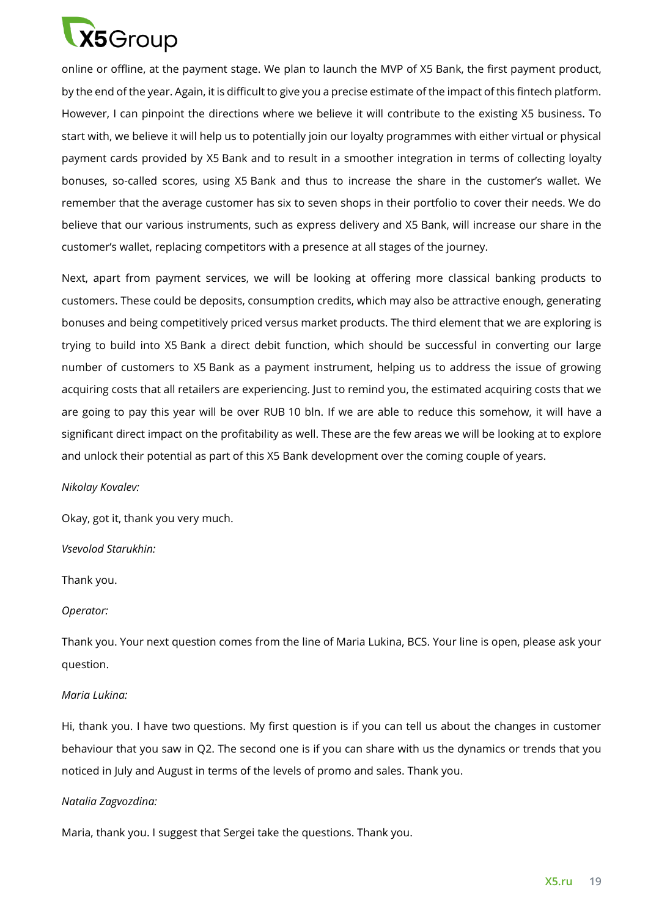online or offline, at the payment stage. We plan to launch the MVP of X5 Bank, the first payment product, by the end of the year. Again, it is difficult to give you a precise estimate of the impact of this fintech platform. However, I can pinpoint the directions where we believe it will contribute to the existing X5 business. To start with, we believe it will help us to potentially join our loyalty programmes with either virtual or physical payment cards provided by X5 Bank and to result in a smoother integration in terms of collecting loyalty bonuses, so-called scores, using X5 Bank and thus to increase the share in the customer's wallet. We remember that the average customer has six to seven shops in their portfolio to cover their needs. We do believe that our various instruments, such as express delivery and X5 Bank, will increase our share in the customer's wallet, replacing competitors with a presence at all stages of the journey.

Next, apart from payment services, we will be looking at offering more classical banking products to customers. These could be deposits, consumption credits, which may also be attractive enough, generating bonuses and being competitively priced versus market products. The third element that we are exploring is trying to build into X5 Bank a direct debit function, which should be successful in converting our large number of customers to X5 Bank as a payment instrument, helping us to address the issue of growing acquiring costs that all retailers are experiencing. Just to remind you, the estimated acquiring costs that we are going to pay this year will be over RUB 10 bln. If we are able to reduce this somehow, it will have a significant direct impact on the profitability as well. These are the few areas we will be looking at to explore and unlock their potential as part of this X5 Bank development over the coming couple of years.

*Nikolay Kovalev:*

Okay, got it, thank you very much.

*Vsevolod Starukhin:*

Thank you.

*Operator:*

Thank you. Your next question comes from the line of Maria Lukina, BCS. Your line is open, please ask your question.

*Maria Lukina:*

Hi, thank you. I have two questions. My first question is if you can tell us about the changes in customer behaviour that you saw in Q2. The second one is if you can share with us the dynamics or trends that you noticed in July and August in terms of the levels of promo and sales. Thank you.

*Natalia Zagvozdina:*

Maria, thank you. I suggest that Sergei take the questions. Thank you.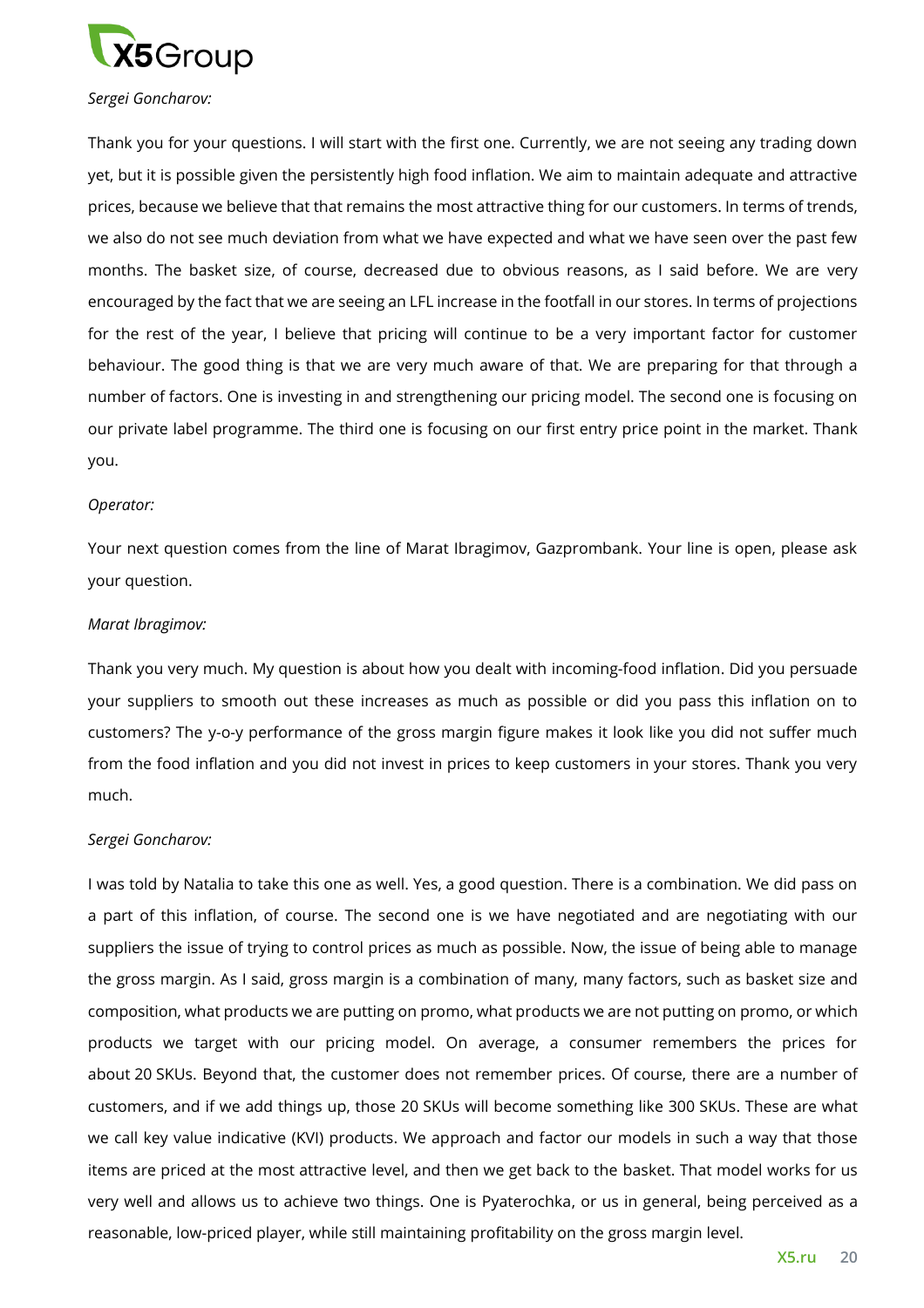*Sergei Goncharov:*

Thank you for your questions. I will start with the first one. Currently, we are not seeing any trading down yet, but it is possible given the persistently high food inflation. We aim to maintain adequate and attractive prices, because we believe that that remains the most attractive thing for our customers. In terms of trends, we also do not see much deviation from what we have expected and what we have seen over the past few months. The basket size, of course, decreased due to obvious reasons, as I said before. We are very encouraged by the fact that we are seeing an LFL increase in the footfall in our stores. In terms of projections for the rest of the year, I believe that pricing will continue to be a very important factor for customer behaviour. The good thing is that we are very much aware of that. We are preparing for that through a number of factors. One is investing in and strengthening our pricing model. The second one is focusing on our private label programme. The third one is focusing on our first entry price point in the market. Thank you.

*Operator:*

Your next question comes from the line of Marat Ibragimov, Gazprombank. Your line is open, please ask your question.

*Marat Ibragimov:*

Thank you very much. My question is about how you dealt with incoming-food inflation. Did you persuade your suppliers to smooth out these increases as much as possible or did you pass this inflation on to customers? The y-o-y performance of the gross margin figure makes it look like you did not suffer much from the food inflation and you did not invest in prices to keep customers in your stores. Thank you very much.

*Sergei Goncharov:*

I was told by Natalia to take this one as well. Yes, a good question. There is a combination. We did pass on a part of this inflation, of course. The second one is we have negotiated and are negotiating with our suppliers the issue of trying to control prices as much as possible. Now, the issue of being able to manage the gross margin. As I said, gross margin is a combination of many, many factors, such as basket size and composition, what products we are putting on promo, what products we are not putting on promo, or which products we target with our pricing model. On average, a consumer remembers the prices for about 20 SKUs. Beyond that, the customer does not remember prices. Of course, there are a number of customers, and if we add things up, those 20 SKUs will become something like 300 SKUs. These are what we call key value indicative (KVI) products. We approach and factor our models in such a way that those items are priced at the most attractive level, and then we get back to the basket. That model works for us very well and allows us to achieve two things. One is Pyaterochka, or us in general, being perceived as a reasonable, low-priced player, while still maintaining profitability on the gross margin level.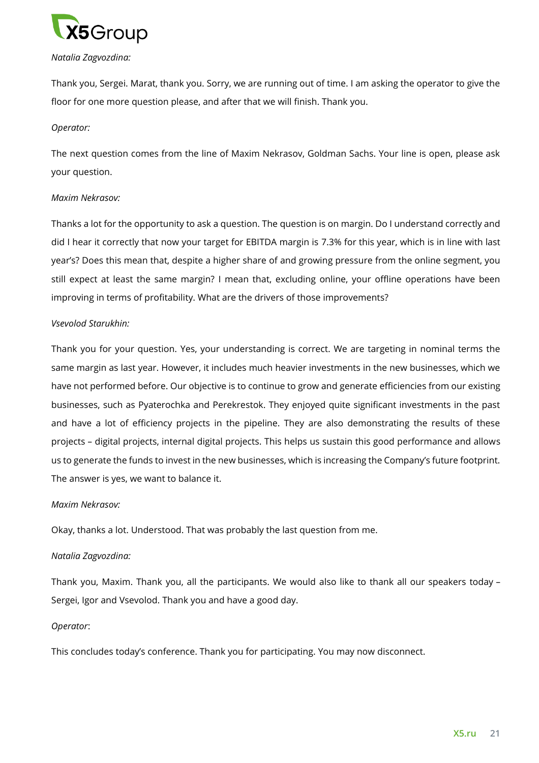*Natalia Zagvozdina:*

Thank you, Sergei. Marat, thank you. Sorry, we are running out of time. I am asking the operator to give the floor for one more question please, and after that we will finish. Thank you.

*Operator:*

The next question comes from the line of Maxim Nekrasov, Goldman Sachs. Your line is open, please ask your question.

*Maxim Nekrasov:*

Thanks a lot for the opportunity to ask a question. The question is on margin. Do I understand correctly and did I hear it correctly that now your target for EBITDA margin is 7.3% for this year, which is in line with last year's? Does this mean that, despite a higher share of and growing pressure from the online segment, you still expect at least the same margin? I mean that, excluding online, your offline operations have been improving in terms of profitability. What are the drivers of those improvements?

*Vsevolod Starukhin:*

Thank you for your question. Yes, your understanding is correct. We are targeting in nominal terms the same margin as last year. However, it includes much heavier investments in the new businesses, which we have not performed before. Our objective is to continue to grow and generate efficiencies from our existing businesses, such as Pyaterochka and Perekrestok. They enjoyed quite significant investments in the past and have a lot of efficiency projects in the pipeline. They are also demonstrating the results of these projects – digital projects, internal digital projects. This helps us sustain this good performance and allows us to generate the funds to invest in the new businesses, which is increasing the Company's future footprint. The answer is yes, we want to balance it.

*Maxim Nekrasov:*

Okay, thanks a lot. Understood. That was probably the last question from me.

*Natalia Zagvozdina:*

Thank you, Maxim. Thank you, all the participants. We would also like to thank all our speakers today – Sergei, Igor and Vsevolod. Thank you and have a good day.

*Operator*:

This concludes today's conference. Thank you for participating. You may now disconnect.